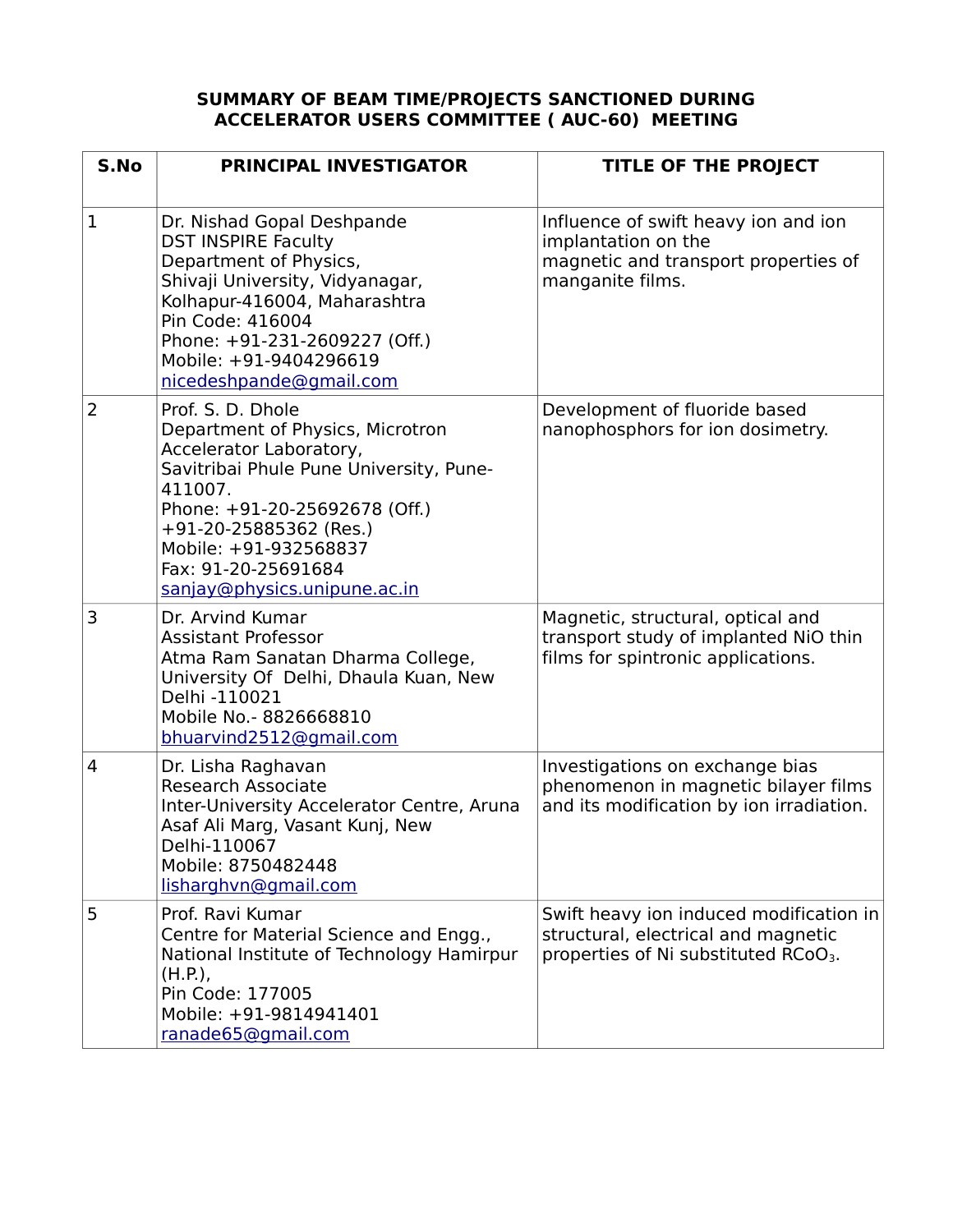**SUMMARY OF BEAM TIME/PROJECTS SANCTIONED DURING ACCELERATOR USERS COMMITTEE ( AUC-60) MEETING**

| S.No | PRINCIPAL INVESTIGATOR | TITLE OF THE PROJECT |
|---|---|---|
| 1 | Dr. Nishad Gopal Deshpande<br>DST INSPIRE Faculty<br>Department of Physics,<br>Shivaji University, Vidyanagar,<br>Kolhapur-416004, Maharashtra<br>Pin Code: 416004<br>Phone: +91-231-2609227 (Off.)<br>Mobile: +91-9404296619<br>nicedeshpande@gmail.com | Influence of swift heavy ion and ion implantation on the magnetic and transport properties of manganite films. |
| 2 | Prof. S. D. Dhole<br>Department of Physics, Microtron Accelerator Laboratory,<br>Savitribai Phule Pune University, Pune-411007.<br>Phone: +91-20-25692678 (Off.)<br>+91-20-25885362 (Res.)<br>Mobile: +91-932568837<br>Fax: 91-20-25691684<br>sanjay@physics.unipune.ac.in | Development of fluoride based nanophosphors for ion dosimetry. |
| 3 | Dr. Arvind Kumar<br>Assistant Professor<br>Atma Ram Sanatan Dharma College,<br>University Of Delhi, Dhaula Kuan, New Delhi -110021<br>Mobile No.- 8826668810<br>bhuarvind2512@gmail.com | Magnetic, structural, optical and transport study of implanted NiO thin films for spintronic applications. |
| 4 | Dr. Lisha Raghavan<br>Research Associate<br>Inter-University Accelerator Centre, Aruna Asaf Ali Marg, Vasant Kunj, New Delhi-110067<br>Mobile: 8750482448<br>lisharghvn@gmail.com | Investigations on exchange bias phenomenon in magnetic bilayer films and its modification by ion irradiation. |
| 5 | Prof. Ravi Kumar<br>Centre for Material Science and Engg.,<br>National Institute of Technology Hamirpur (H.P.),<br>Pin Code: 177005<br>Mobile: +91-9814941401<br>ranade65@gmail.com | Swift heavy ion induced modification in structural, electrical and magnetic properties of Ni substituted $RCoO_3$. |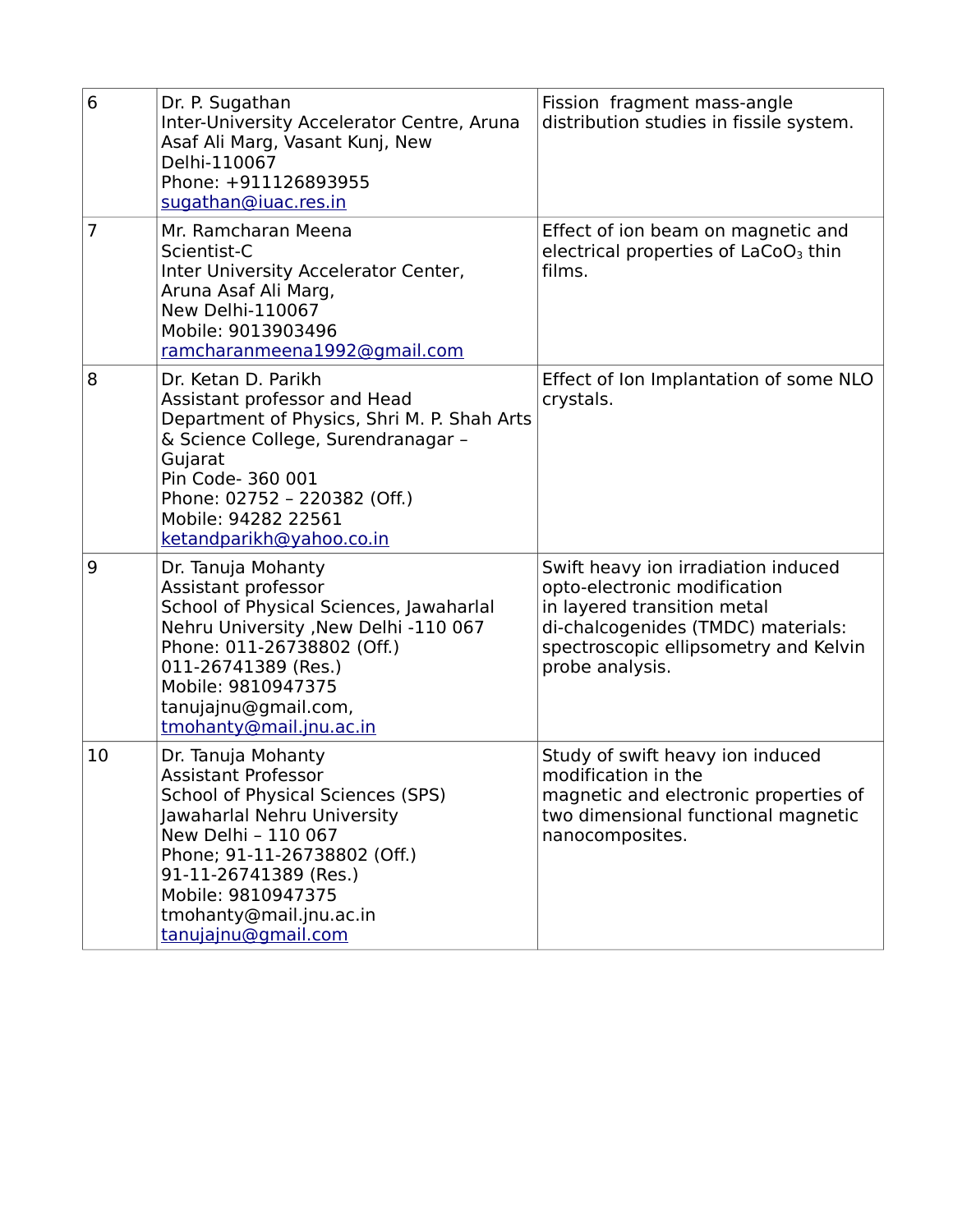| | | |
|---|---|---|
| 6 | Dr. P. Sugathan<br>Inter-University Accelerator Centre, Aruna Asaf Ali Marg, Vasant Kunj, New Delhi-110067<br>Phone: +911126893955<br>sugathan@iuac.res.in | Fission fragment mass-angle distribution studies in fissile system. |
| 7 | Mr. Ramcharan Meena<br>Scientist-C<br>Inter University Accelerator Center,<br>Aruna Asaf Ali Marg,<br>New Delhi-110067<br>Mobile: 9013903496<br>ramcharanmeena1992@gmail.com | Effect of ion beam on magnetic and electrical properties of $LaCoO_3$ thin films. |
| 8 | Dr. Ketan D. Parikh<br>Assistant professor and Head<br>Department of Physics, Shri M. P. Shah Arts & Science College, Surendranagar – Gujarat<br>Pin Code- 360 001<br>Phone: 02752 – 220382 (Off.)<br>Mobile: 94282 22561<br>ketandparikh@yahoo.co.in | Effect of Ion Implantation of some NLO crystals. |
| 9 | Dr. Tanuja Mohanty<br>Assistant professor<br>School of Physical Sciences, Jawaharlal Nehru University ,New Delhi -110 067<br>Phone: 011-26738802 (Off.)<br>011-26741389 (Res.)<br>Mobile: 9810947375<br>tanujajnu@gmail.com,<br>tmohanty@mail.jnu.ac.in | Swift heavy ion irradiation induced opto-electronic modification in layered transition metal di-chalcogenides (TMDC) materials: spectroscopic ellipsometry and Kelvin probe analysis. |
| 10 | Dr. Tanuja Mohanty<br>Assistant Professor<br>School of Physical Sciences (SPS)<br>Jawaharlal Nehru University<br>New Delhi – 110 067<br>Phone; 91-11-26738802 (Off.)<br>91-11-26741389 (Res.)<br>Mobile: 9810947375<br>tmohanty@mail.jnu.ac.in<br>tanujajnu@gmail.com | Study of swift heavy ion induced modification in the magnetic and electronic properties of two dimensional functional magnetic nanocomposites. |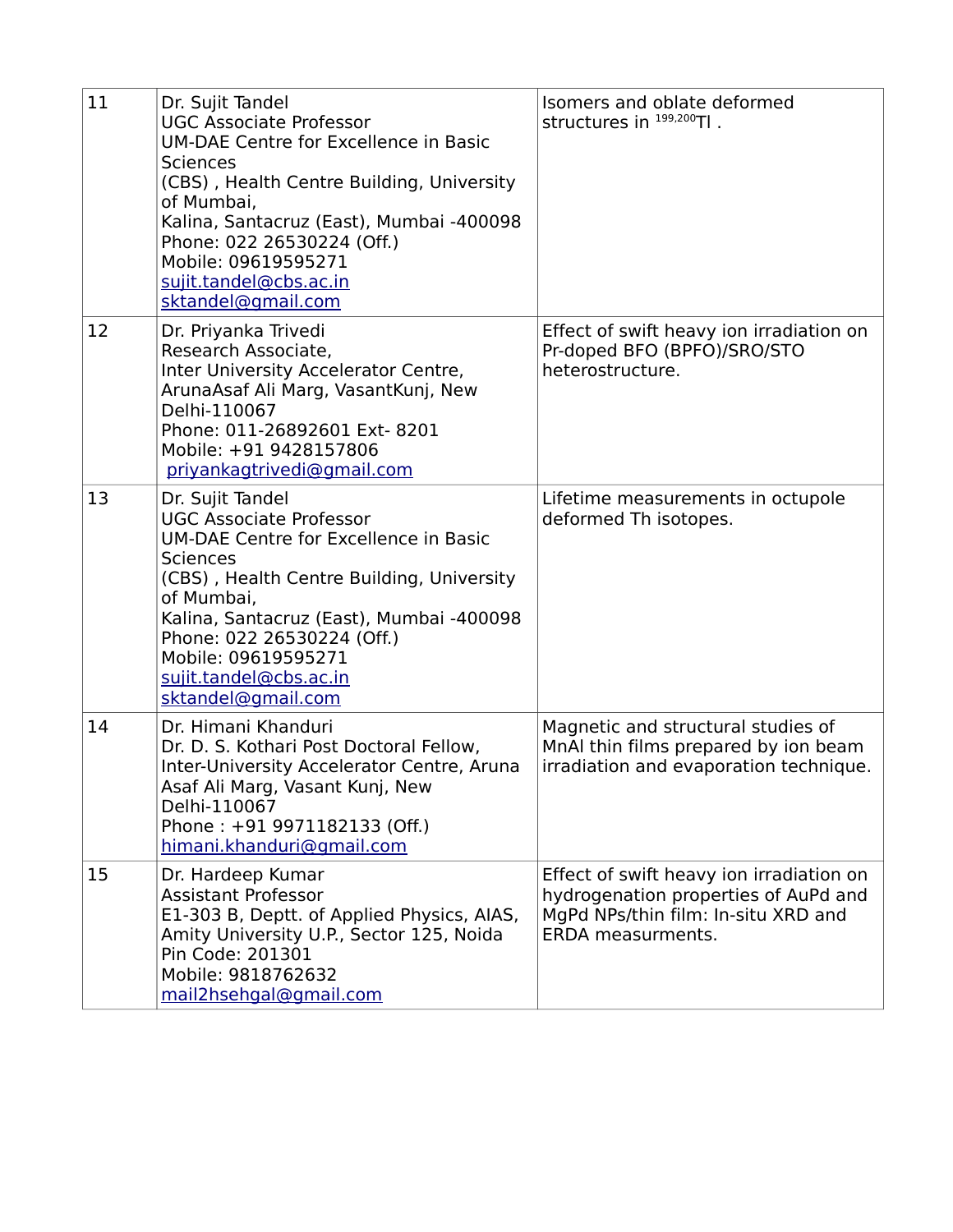| | | |
|---|---|---|
| 11 | Dr. Sujit Tandel<br>UGC Associate Professor<br>UM-DAE Centre for Excellence in Basic Sciences<br>(CBS) , Health Centre Building, University of Mumbai,<br>Kalina, Santacruz (East), Mumbai -400098<br>Phone: 022 26530224 (Off.)<br>Mobile: 09619595271<br>sujit.tandel@cbs.ac.in<br>sktandel@gmail.com | Isomers and oblate deformed structures in $^{199,200}Tl$ . |
| 12 | Dr. Priyanka Trivedi<br>Research Associate,<br>Inter University Accelerator Centre,<br>ArunaAsaf Ali Marg, VasantKunj, New Delhi-110067<br>Phone: 011-26892601 Ext- 8201<br>Mobile: +91 9428157806<br>priyankagtrivedi@gmail.com | Effect of swift heavy ion irradiation on Pr-doped BFO (BPFO)/SRO/STO heterostructure. |
| 13 | Dr. Sujit Tandel<br>UGC Associate Professor<br>UM-DAE Centre for Excellence in Basic Sciences<br>(CBS) , Health Centre Building, University of Mumbai,<br>Kalina, Santacruz (East), Mumbai -400098<br>Phone: 022 26530224 (Off.)<br>Mobile: 09619595271<br>sujit.tandel@cbs.ac.in<br>sktandel@gmail.com | Lifetime measurements in octupole deformed Th isotopes. |
| 14 | Dr. Himani Khanduri<br>Dr. D. S. Kothari Post Doctoral Fellow,<br>Inter-University Accelerator Centre, Aruna Asaf Ali Marg, Vasant Kunj, New Delhi-110067<br>Phone : +91 9971182133 (Off.)<br>himani.khanduri@gmail.com | Magnetic and structural studies of MnAl thin films prepared by ion beam irradiation and evaporation technique. |
| 15 | Dr. Hardeep Kumar<br>Assistant Professor<br>E1-303 B, Deptt. of Applied Physics, AIAS, Amity University U.P., Sector 125, Noida<br>Pin Code: 201301<br>Mobile: 9818762632<br>mail2hsehgal@gmail.com | Effect of swift heavy ion irradiation on hydrogenation properties of AuPd and MgPd NPs/thin film: In-situ XRD and ERDA measurments. |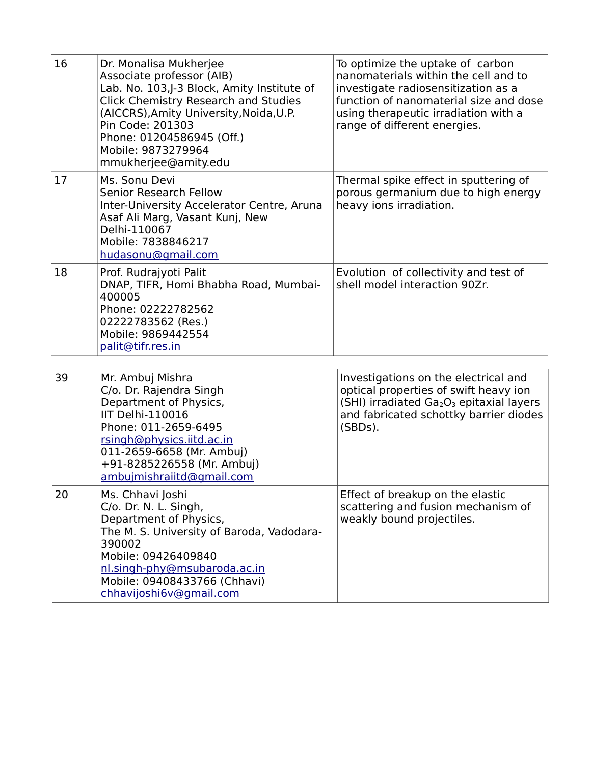| 16 | Dr. Monalisa Mukherjee<br>Associate professor (AIB)<br>Lab. No. 103,J-3 Block, Amity Institute of Click Chemistry Research and Studies (AICCRS),Amity University,Noida,U.P.<br>Pin Code: 201303<br>Phone: 01204586945 (Off.)<br>Mobile: 9873279964<br>mmukherjee@amity.edu | To optimize the uptake of carbon nanomaterials within the cell and to investigate radiosensitization as a function of nanomaterial size and dose using therapeutic irradiation with a range of different energies. |
|---|---|---|
| 17 | Ms. Sonu Devi<br>Senior Research Fellow<br>Inter-University Accelerator Centre, Aruna Asaf Ali Marg, Vasant Kunj, New Delhi-110067<br>Mobile: 7838846217<br>hudasonu@gmail.com | Thermal spike effect in sputtering of porous germanium due to high energy heavy ions irradiation. |
| 18 | Prof. Rudrajyoti Palit<br>DNAP, TIFR, Homi Bhabha Road, Mumbai-400005<br>Phone: 02222782562<br>02222783562 (Res.)<br>Mobile: 9869442554<br>palit@tifr.res.in | Evolution of collectivity and test of shell model interaction 90Zr. |

| 39 | Mr. Ambuj Mishra<br>C/o. Dr. Rajendra Singh<br>Department of Physics,<br>IIT Delhi-110016<br>Phone: 011-2659-6495<br>rsingh@physics.iitd.ac.in<br>011-2659-6658 (Mr. Ambuj)<br>+91-8285226558 (Mr. Ambuj)<br>ambujmishraiitd@gmail.com | Investigations on the electrical and optical properties of swift heavy ion (SHI) irradiated $Ga_2O_3$ epitaxial layers and fabricated schottky barrier diodes (SBDs). |
|---|---|---|
| 20 | Ms. Chhavi Joshi<br>C/o. Dr. N. L. Singh,<br>Department of Physics,<br>The M. S. University of Baroda, Vadodara-390002<br>Mobile: 09426409840<br>nl.singh-phy@msubaroda.ac.in<br>Mobile: 09408433766 (Chhavi)<br>chhavijoshi6v@gmail.com | Effect of breakup on the elastic scattering and fusion mechanism of weakly bound projectiles. |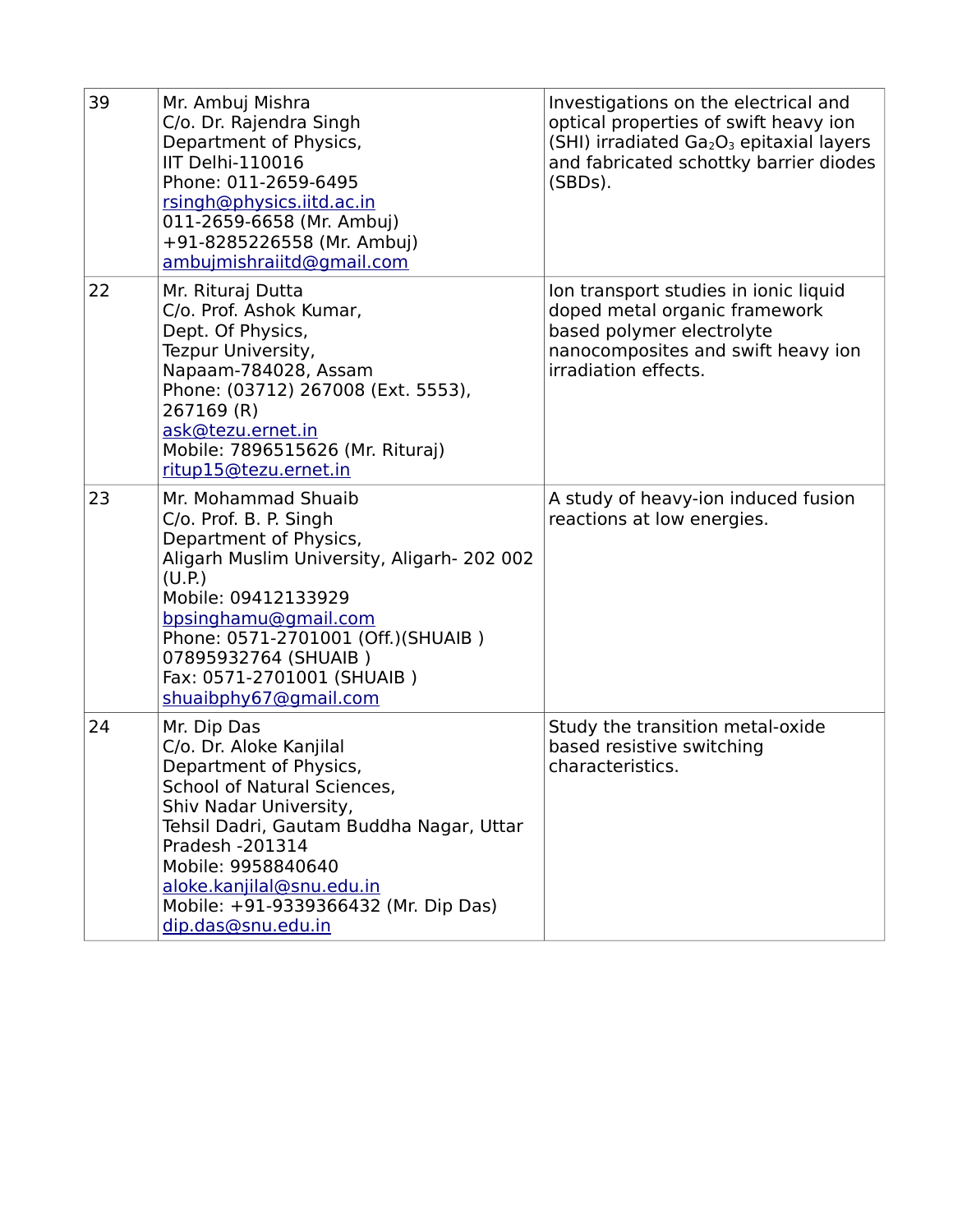| 39 | Mr. Ambuj Mishra<br>C/o. Dr. Rajendra Singh<br>Department of Physics,<br>IIT Delhi-110016<br>Phone: 011-2659-6495<br>rsingh@physics.iitd.ac.in<br>011-2659-6658 (Mr. Ambuj)<br>+91-8285226558 (Mr. Ambuj)<br>ambujmishraiitd@gmail.com | Investigations on the electrical and optical properties of swift heavy ion (SHI) irradiated $Ga_2O_3$ epitaxial layers and fabricated schottky barrier diodes (SBDs). |
|---|---|---|
| 22 | Mr. Rituraj Dutta<br>C/o. Prof. Ashok Kumar,<br>Dept. Of Physics,<br>Tezpur University,<br>Napaam-784028, Assam<br>Phone: (03712) 267008 (Ext. 5553), 267169 (R)<br>ask@tezu.ernet.in<br>Mobile: 7896515626 (Mr. Rituraj)<br>ritup15@tezu.ernet.in | Ion transport studies in ionic liquid doped metal organic framework based polymer electrolyte nanocomposites and swift heavy ion irradiation effects. |
| 23 | Mr. Mohammad Shuaib<br>C/o. Prof. B. P. Singh<br>Department of Physics,<br>Aligarh Muslim University, Aligarh- 202 002 (U.P.)<br>Mobile: 09412133929<br>bpsinghamu@gmail.com<br>Phone: 0571-2701001 (Off.)(SHUAIB )<br>07895932764 (SHUAIB )<br>Fax: 0571-2701001 (SHUAIB )<br>shuaibphy67@gmail.com | A study of heavy-ion induced fusion reactions at low energies. |
| 24 | Mr. Dip Das<br>C/o. Dr. Aloke Kanjilal<br>Department of Physics,<br>School of Natural Sciences,<br>Shiv Nadar University,<br>Tehsil Dadri, Gautam Buddha Nagar, Uttar Pradesh -201314<br>Mobile: 9958840640<br>aloke.kanjilal@snu.edu.in<br>Mobile: +91-9339366432 (Mr. Dip Das)<br>dip.das@snu.edu.in | Study the transition metal-oxide based resistive switching characteristics. |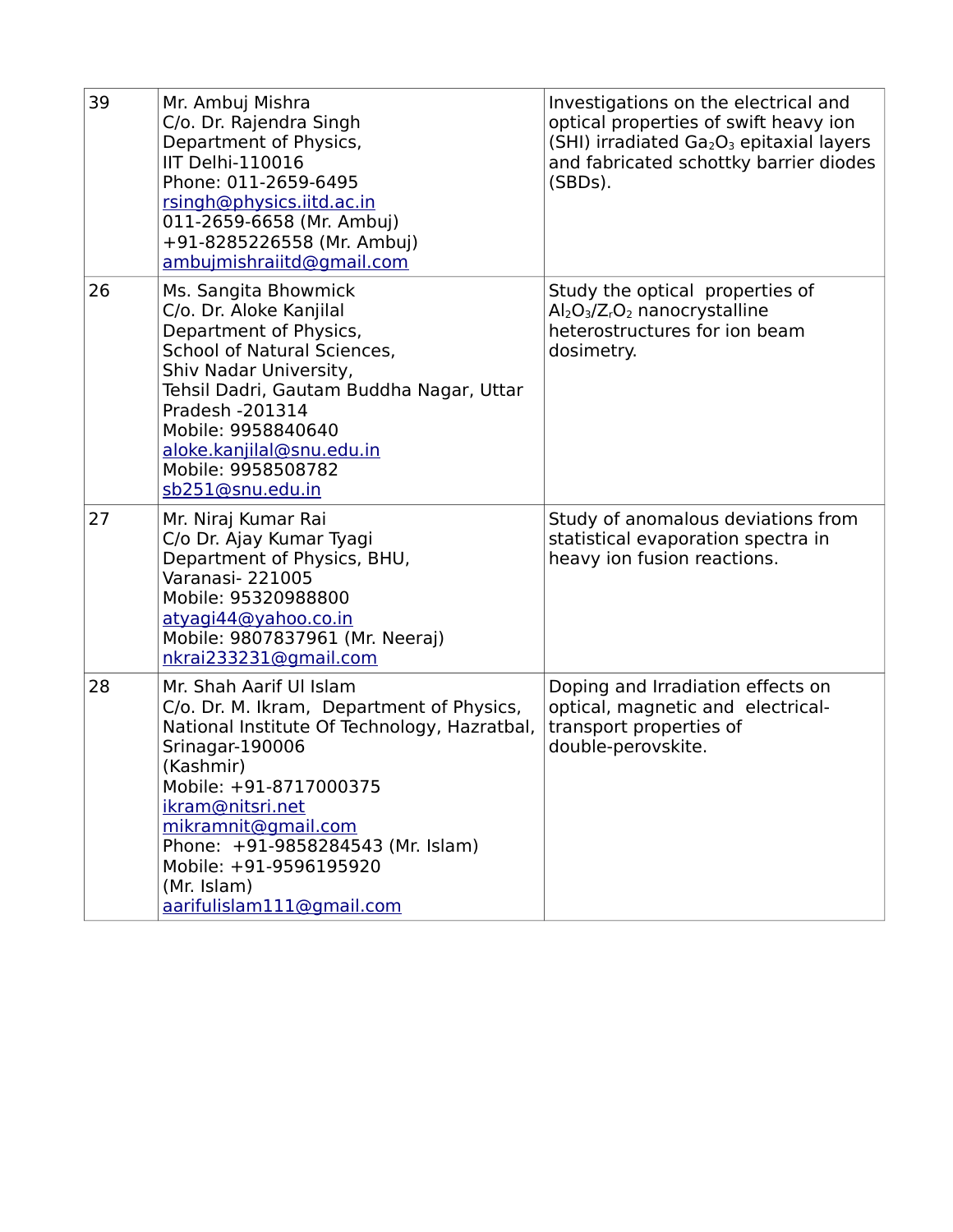| | | |
|---|---|---|
| 39 | Mr. Ambuj Mishra<br>C/o. Dr. Rajendra Singh<br>Department of Physics,<br>IIT Delhi-110016<br>Phone: 011-2659-6495<br>rsingh@physics.iitd.ac.in<br>011-2659-6658 (Mr. Ambuj)<br>+91-8285226558 (Mr. Ambuj)<br>ambujmishraiitd@gmail.com | Investigations on the electrical and optical properties of swift heavy ion (SHI) irradiated $Ga_2O_3$ epitaxial layers and fabricated schottky barrier diodes (SBDs). |
| 26 | Ms. Sangita Bhowmick<br>C/o. Dr. Aloke Kanjilal<br>Department of Physics,<br>School of Natural Sciences,<br>Shiv Nadar University,<br>Tehsil Dadri, Gautam Buddha Nagar, Uttar Pradesh -201314<br>Mobile: 9958840640<br>aloke.kanjilal@snu.edu.in<br>Mobile: 9958508782<br>sb251@snu.edu.in | Study the optical properties of $Al_2O_3/Z_rO_2$ nanocrystalline heterostructures for ion beam dosimetry. |
| 27 | Mr. Niraj Kumar Rai<br>C/o Dr. Ajay Kumar Tyagi<br>Department of Physics, BHU,<br>Varanasi- 221005<br>Mobile: 95320988800<br>atyagi44@yahoo.co.in<br>Mobile: 9807837961 (Mr. Neeraj)<br>nkrai233231@gmail.com | Study of anomalous deviations from statistical evaporation spectra in heavy ion fusion reactions. |
| 28 | Mr. Shah Aarif Ul Islam<br>C/o. Dr. M. Ikram, Department of Physics, National Institute Of Technology, Hazratbal, Srinagar-190006<br>(Kashmir)<br>Mobile: +91-8717000375<br>ikram@nitsri.net<br>mikramnit@gmail.com<br>Phone: +91-9858284543 (Mr. Islam)<br>Mobile: +91-9596195920<br>(Mr. Islam)<br>aarifulislam111@gmail.com | Doping and Irradiation effects on optical, magnetic and electrical-transport properties of double-perovskite. |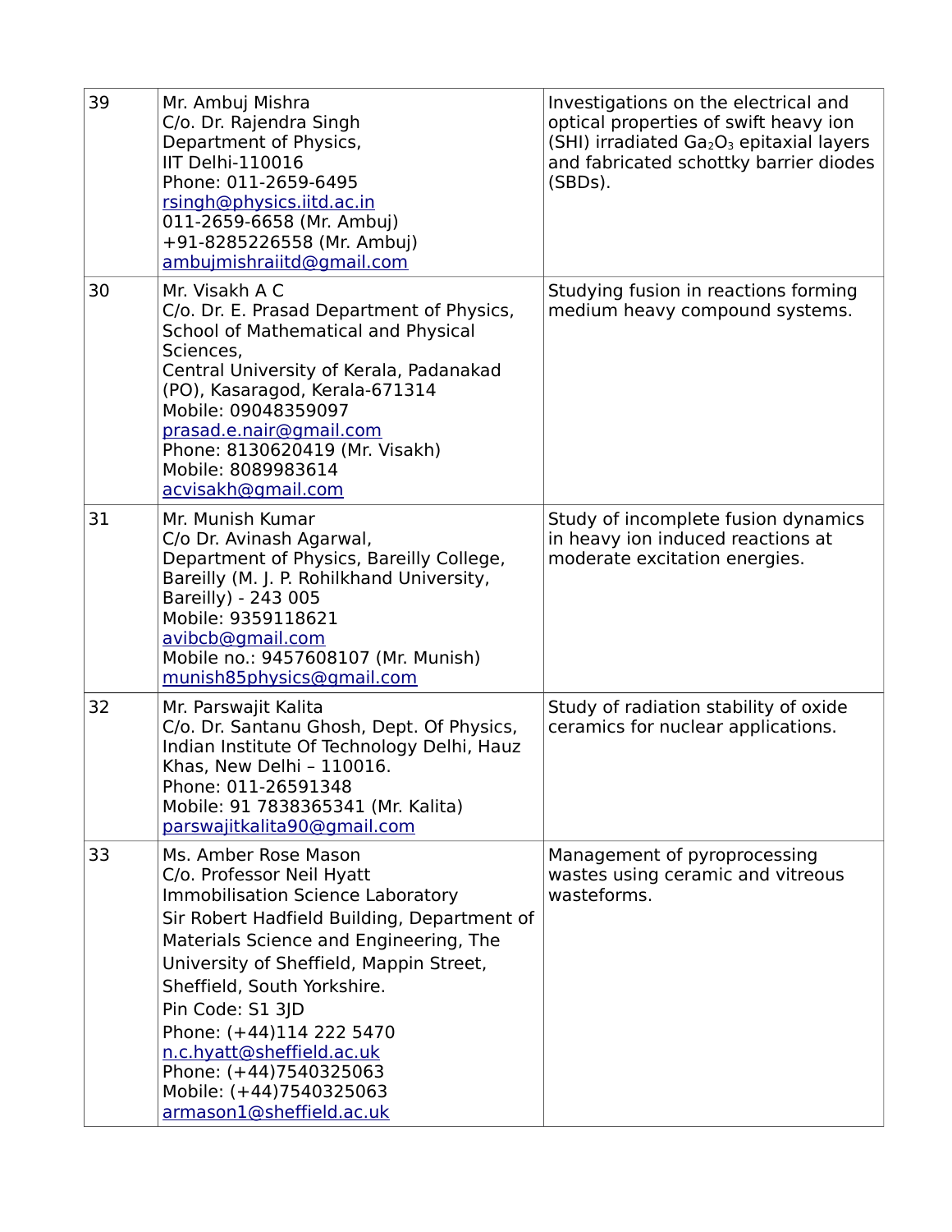| | | |
|---|---|---|
| 39 | Mr. Ambuj Mishra<br>C/o. Dr. Rajendra Singh<br>Department of Physics,<br>IIT Delhi-110016<br>Phone: 011-2659-6495<br>rsingh@physics.iitd.ac.in<br>011-2659-6658 (Mr. Ambuj)<br>+91-8285226558 (Mr. Ambuj)<br>ambujmishraiitd@gmail.com | Investigations on the electrical and optical properties of swift heavy ion (SHI) irradiated $Ga_2O_3$ epitaxial layers and fabricated schottky barrier diodes (SBDs). |
| 30 | Mr. Visakh A C<br>C/o. Dr. E. Prasad Department of Physics, School of Mathematical and Physical Sciences,<br>Central University of Kerala, Padanakad (PO), Kasaragod, Kerala-671314<br>Mobile: 09048359097<br>prasad.e.nair@gmail.com<br>Phone: 8130620419 (Mr. Visakh)<br>Mobile: 8089983614<br>acvisakh@gmail.com | Studying fusion in reactions forming medium heavy compound systems. |
| 31 | Mr. Munish Kumar<br>C/o Dr. Avinash Agarwal,<br>Department of Physics, Bareilly College, Bareilly (M. J. P. Rohilkhand University, Bareilly) - 243 005<br>Mobile: 9359118621<br>avibcb@gmail.com<br>Mobile no.: 9457608107 (Mr. Munish)<br>munish85physics@gmail.com | Study of incomplete fusion dynamics in heavy ion induced reactions at moderate excitation energies. |
| 32 | Mr. Parswajit Kalita<br>C/o. Dr. Santanu Ghosh, Dept. Of Physics, Indian Institute Of Technology Delhi, Hauz Khas, New Delhi – 110016.<br>Phone: 011-26591348<br>Mobile: 91 7838365341 (Mr. Kalita)<br>parswajitkalita90@gmail.com | Study of radiation stability of oxide ceramics for nuclear applications. |
| 33 | Ms. Amber Rose Mason<br>C/o. Professor Neil Hyatt<br>Immobilisation Science Laboratory<br>Sir Robert Hadfield Building, Department of Materials Science and Engineering, The University of Sheffield, Mappin Street, Sheffield, South Yorkshire.<br>Pin Code: S1 3JD<br>Phone: (+44)114 222 5470<br>n.c.hyatt@sheffield.ac.uk<br>Phone: (+44)7540325063<br>Mobile: (+44)7540325063<br>armason1@sheffield.ac.uk | Management of pyroprocessing wastes using ceramic and vitreous wasteforms. |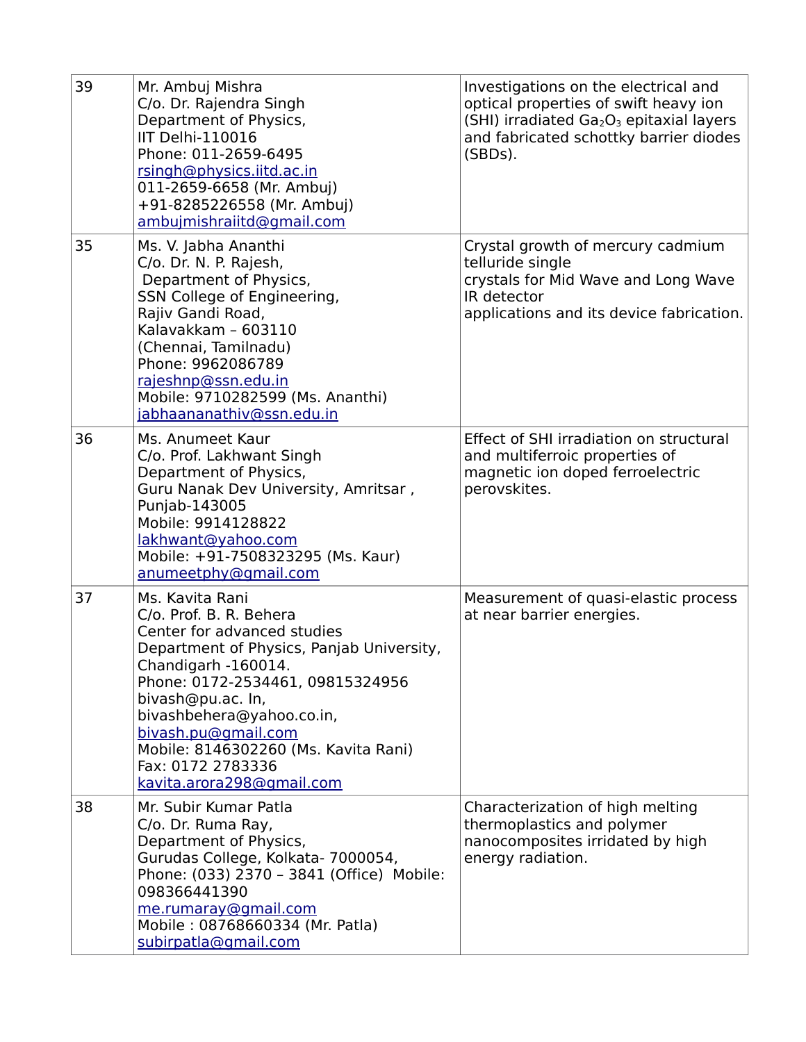| 39 | Mr. Ambuj Mishra<br>C/o. Dr. Rajendra Singh<br>Department of Physics,<br>IIT Delhi-110016<br>Phone: 011-2659-6495<br>rsingh@physics.iitd.ac.in<br>011-2659-6658 (Mr. Ambuj)<br>+91-8285226558 (Mr. Ambuj)<br>ambujmishraiitd@gmail.com | Investigations on the electrical and optical properties of swift heavy ion (SHI) irradiated $Ga_2O_3$ epitaxial layers and fabricated schottky barrier diodes (SBDs). |
|---|---|---|
| 35 | Ms. V. Jabha Ananthi<br>C/o. Dr. N. P. Rajesh,<br>Department of Physics,<br>SSN College of Engineering,<br>Rajiv Gandi Road,<br>Kalavakkam – 603110<br>(Chennai, Tamilnadu)<br>Phone: 9962086789<br>rajeshnp@ssn.edu.in<br>Mobile: 9710282599 (Ms. Ananthi)<br>jabhaananathiv@ssn.edu.in | Crystal growth of mercury cadmium telluride single<br>crystals for Mid Wave and Long Wave IR detector<br>applications and its device fabrication. |
| 36 | Ms. Anumeet Kaur<br>C/o. Prof. Lakhwant Singh<br>Department of Physics,<br>Guru Nanak Dev University, Amritsar ,<br>Punjab-143005<br>Mobile: 9914128822<br>lakhwant@yahoo.com<br>Mobile: +91-7508323295 (Ms. Kaur)<br>anumeetphy@gmail.com | Effect of SHI irradiation on structural and multiferroic properties of magnetic ion doped ferroelectric perovskites. |
| 37 | Ms. Kavita Rani<br>C/o. Prof. B. R. Behera<br>Center for advanced studies<br>Department of Physics, Panjab University,<br>Chandigarh -160014.<br>Phone: 0172-2534461, 09815324956<br>bivash@pu.ac. In,<br>bivashbehera@yahoo.co.in,<br>bivash.pu@gmail.com<br>Mobile: 8146302260 (Ms. Kavita Rani)<br>Fax: 0172 2783336<br>kavita.arora298@gmail.com | Measurement of quasi-elastic process at near barrier energies. |
| 38 | Mr. Subir Kumar Patla<br>C/o. Dr. Ruma Ray,<br>Department of Physics,<br>Gurudas College, Kolkata- 7000054,<br>Phone: (033) 2370 – 3841 (Office) Mobile: 098366441390<br>me.rumaray@gmail.com<br>Mobile : 08768660334 (Mr. Patla)<br>subirpatla@gmail.com | Characterization of high melting thermoplastics and polymer nanocomposites irridated by high energy radiation. |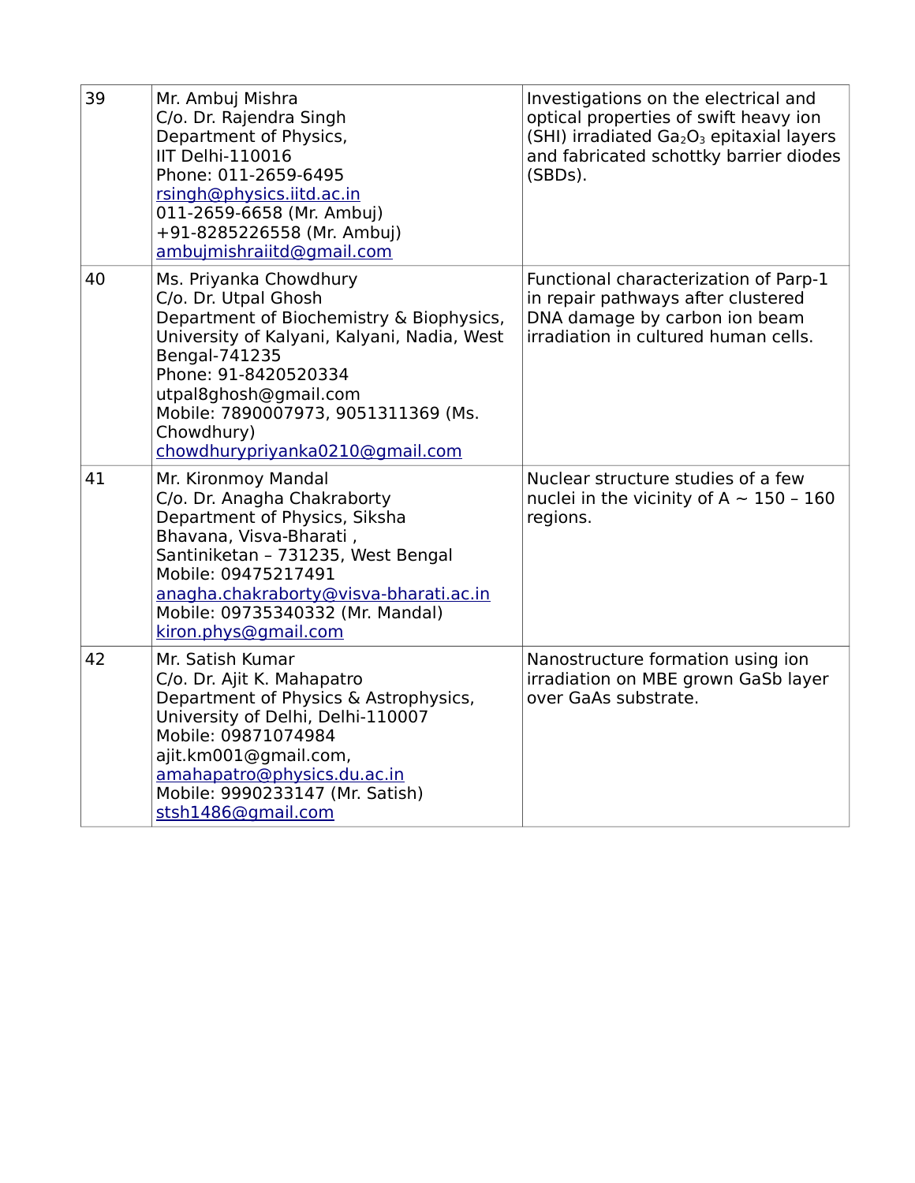| 39 | Mr. Ambuj Mishra<br>C/o. Dr. Rajendra Singh<br>Department of Physics,<br>IIT Delhi-110016<br>Phone: 011-2659-6495<br>rsingh@physics.iitd.ac.in<br>011-2659-6658 (Mr. Ambuj)<br>+91-8285226558 (Mr. Ambuj)<br>ambujmishraiitd@gmail.com | Investigations on the electrical and optical properties of swift heavy ion (SHI) irradiated $Ga_2O_3$ epitaxial layers and fabricated schottky barrier diodes (SBDs). |
|---|---|---|
| 40 | Ms. Priyanka Chowdhury<br>C/o. Dr. Utpal Ghosh<br>Department of Biochemistry & Biophysics, University of Kalyani, Kalyani, Nadia, West Bengal-741235<br>Phone: 91-8420520334<br>utpal8ghosh@gmail.com<br>Mobile: 7890007973, 9051311369 (Ms. Chowdhury)<br>chowdhurypriyanka0210@gmail.com | Functional characterization of Parp-1 in repair pathways after clustered DNA damage by carbon ion beam irradiation in cultured human cells. |
| 41 | Mr. Kironmoy Mandal<br>C/o. Dr. Anagha Chakraborty<br>Department of Physics, Siksha Bhavana, Visva-Bharati ,<br>Santiniketan – 731235, West Bengal<br>Mobile: 09475217491<br>anagha.chakraborty@visva-bharati.ac.in<br>Mobile: 09735340332 (Mr. Mandal)<br>kiron.phys@gmail.com | Nuclear structure studies of a few nuclei in the vicinity of A ~ 150 – 160 regions. |
| 42 | Mr. Satish Kumar<br>C/o. Dr. Ajit K. Mahapatro<br>Department of Physics & Astrophysics, University of Delhi, Delhi-110007<br>Mobile: 09871074984<br>ajit.km001@gmail.com,<br>amahapatro@physics.du.ac.in<br>Mobile: 9990233147 (Mr. Satish)<br>stsh1486@gmail.com | Nanostructure formation using ion irradiation on MBE grown GaSb layer over GaAs substrate. |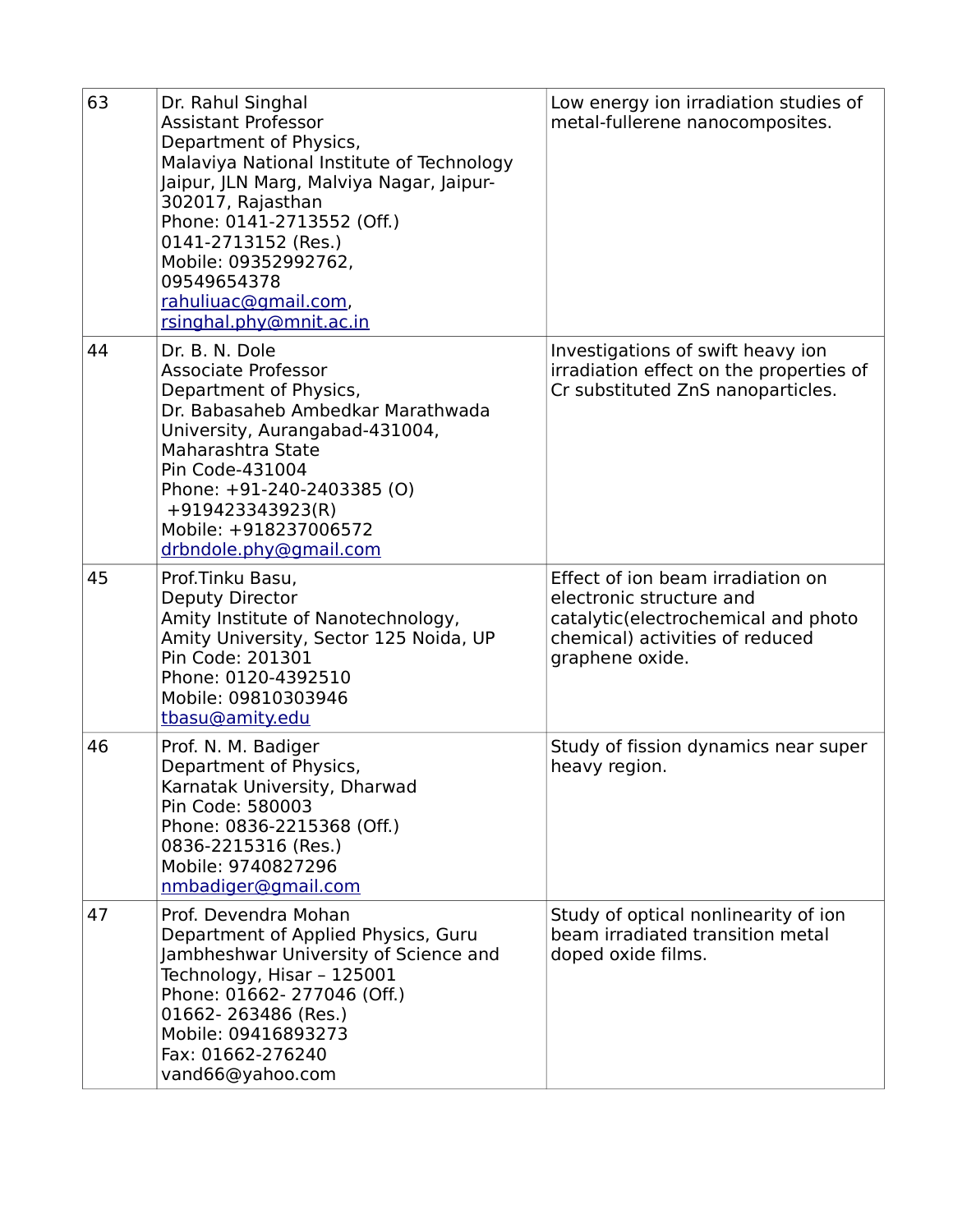| | | |
|---|---|---|
| 63 | Dr. Rahul Singhal<br>Assistant Professor<br>Department of Physics,<br>Malaviya National Institute of Technology Jaipur, JLN Marg, Malviya Nagar, Jaipur-302017, Rajasthan<br>Phone: 0141-2713552 (Off.)<br>0141-2713152 (Res.)<br>Mobile: 09352992762, 09549654378<br>rahuliuac@gmail.com,<br>rsinghal.phy@mnit.ac.in | Low energy ion irradiation studies of metal-fullerene nanocomposites. |
| 44 | Dr. B. N. Dole<br>Associate Professor<br>Department of Physics,<br>Dr. Babasaheb Ambedkar Marathwada University, Aurangabad-431004, Maharashtra State<br>Pin Code-431004<br>Phone: +91-240-2403385 (O)<br>+919423343923(R)<br>Mobile: +918237006572<br>drbndole.phy@gmail.com | Investigations of swift heavy ion irradiation effect on the properties of Cr substituted ZnS nanoparticles. |
| 45 | Prof.Tinku Basu,<br>Deputy Director<br>Amity Institute of Nanotechnology,<br>Amity University, Sector 125 Noida, UP<br>Pin Code: 201301<br>Phone: 0120-4392510<br>Mobile: 09810303946<br>tbasu@amity.edu | Effect of ion beam irradiation on electronic structure and catalytic(electrochemical and photo chemical) activities of reduced graphene oxide. |
| 46 | Prof. N. M. Badiger<br>Department of Physics,<br>Karnatak University, Dharwad<br>Pin Code: 580003<br>Phone: 0836-2215368 (Off.)<br>0836-2215316 (Res.)<br>Mobile: 9740827296<br>nmbadiger@gmail.com | Study of fission dynamics near super heavy region. |
| 47 | Prof. Devendra Mohan<br>Department of Applied Physics, Guru Jambheshwar University of Science and Technology, Hisar – 125001<br>Phone: 01662- 277046 (Off.)<br>01662- 263486 (Res.)<br>Mobile: 09416893273<br>Fax: 01662-276240<br>vand66@yahoo.com | Study of optical nonlinearity of ion beam irradiated transition metal doped oxide films. |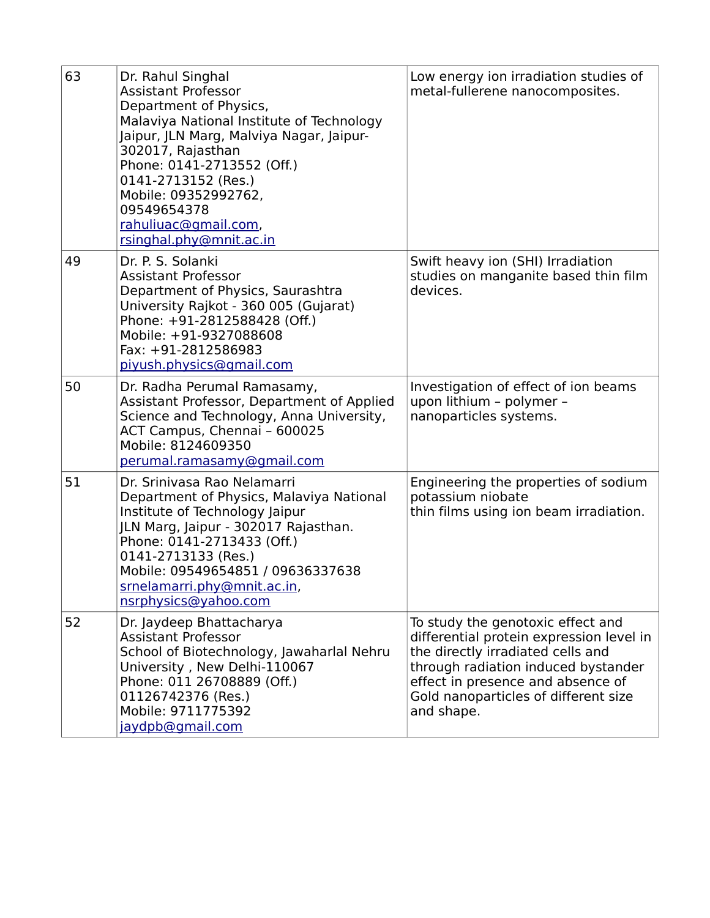| 63 | Dr. Rahul Singhal<br>Assistant Professor<br>Department of Physics,<br>Malaviya National Institute of Technology Jaipur, JLN Marg, Malviya Nagar, Jaipur-302017, Rajasthan<br>Phone: 0141-2713552 (Off.)<br>0141-2713152 (Res.)<br>Mobile: 09352992762,<br>09549654378<br>rahuliuac@gmail.com,<br>rsinghal.phy@mnit.ac.in | Low energy ion irradiation studies of metal-fullerene nanocomposites. |
|---|---|---|
| 49 | Dr. P. S. Solanki<br>Assistant Professor<br>Department of Physics, Saurashtra University Rajkot - 360 005 (Gujarat)<br>Phone: +91-2812588428 (Off.)<br>Mobile: +91-9327088608<br>Fax: +91-2812586983<br>piyush.physics@gmail.com | Swift heavy ion (SHI) Irradiation studies on manganite based thin film devices. |
| 50 | Dr. Radha Perumal Ramasamy,<br>Assistant Professor, Department of Applied Science and Technology, Anna University, ACT Campus, Chennai – 600025<br>Mobile: 8124609350<br>perumal.ramasamy@gmail.com | Investigation of effect of ion beams upon lithium – polymer – nanoparticles systems. |
| 51 | Dr. Srinivasa Rao Nelamarri<br>Department of Physics, Malaviya National Institute of Technology Jaipur<br>JLN Marg, Jaipur - 302017 Rajasthan.<br>Phone: 0141-2713433 (Off.)<br>0141-2713133 (Res.)<br>Mobile: 09549654851 / 09636337638<br>srnelamarri.phy@mnit.ac.in,<br>nsrphysics@yahoo.com | Engineering the properties of sodium potassium niobate<br>thin films using ion beam irradiation. |
| 52 | Dr. Jaydeep Bhattacharya<br>Assistant Professor<br>School of Biotechnology, Jawaharlal Nehru University , New Delhi-110067<br>Phone: 011 26708889 (Off.)<br>01126742376 (Res.)<br>Mobile: 9711775392<br>jaydpb@gmail.com | To study the genotoxic effect and differential protein expression level in the directly irradiated cells and through radiation induced bystander effect in presence and absence of Gold nanoparticles of different size and shape. |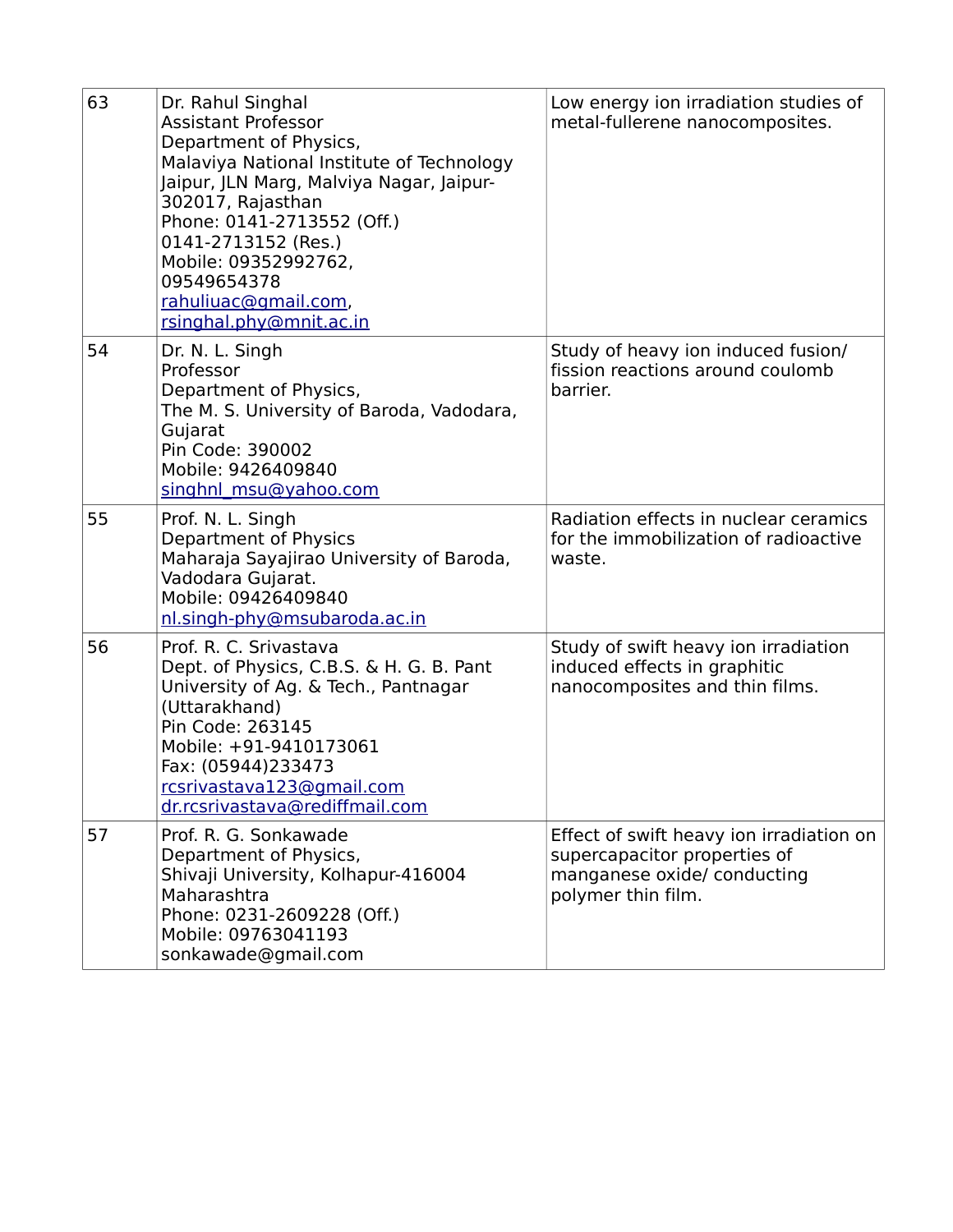| 63 | Dr. Rahul Singhal<br>Assistant Professor<br>Department of Physics,<br>Malaviya National Institute of Technology Jaipur, JLN Marg, Malviya Nagar, Jaipur-302017, Rajasthan<br>Phone: 0141-2713552 (Off.)<br>0141-2713152 (Res.)<br>Mobile: 09352992762, 09549654378<br>rahuliuac@gmail.com,<br>rsinghal.phy@mnit.ac.in | Low energy ion irradiation studies of metal-fullerene nanocomposites. |
|---|---|---|
| 54 | Dr. N. L. Singh<br>Professor<br>Department of Physics,<br>The M. S. University of Baroda, Vadodara, Gujarat<br>Pin Code: 390002<br>Mobile: 9426409840<br>singhnl_msu@yahoo.com | Study of heavy ion induced fusion/ fission reactions around coulomb barrier. |
| 55 | Prof. N. L. Singh<br>Department of Physics<br>Maharaja Sayajirao University of Baroda, Vadodara Gujarat.<br>Mobile: 09426409840<br>nl.singh-phy@msubaroda.ac.in | Radiation effects in nuclear ceramics for the immobilization of radioactive waste. |
| 56 | Prof. R. C. Srivastava<br>Dept. of Physics, C.B.S. & H. G. B. Pant University of Ag. & Tech., Pantnagar (Uttarakhand)<br>Pin Code: 263145<br>Mobile: +91-9410173061<br>Fax: (05944)233473<br>rcsrivastava123@gmail.com<br>dr.rcsrivastava@rediffmail.com | Study of swift heavy ion irradiation induced effects in graphitic nanocomposites and thin films. |
| 57 | Prof. R. G. Sonkawade<br>Department of Physics,<br>Shivaji University, Kolhapur-416004 Maharashtra<br>Phone: 0231-2609228 (Off.)<br>Mobile: 09763041193<br>sonkawade@gmail.com | Effect of swift heavy ion irradiation on supercapacitor properties of manganese oxide/ conducting polymer thin film. |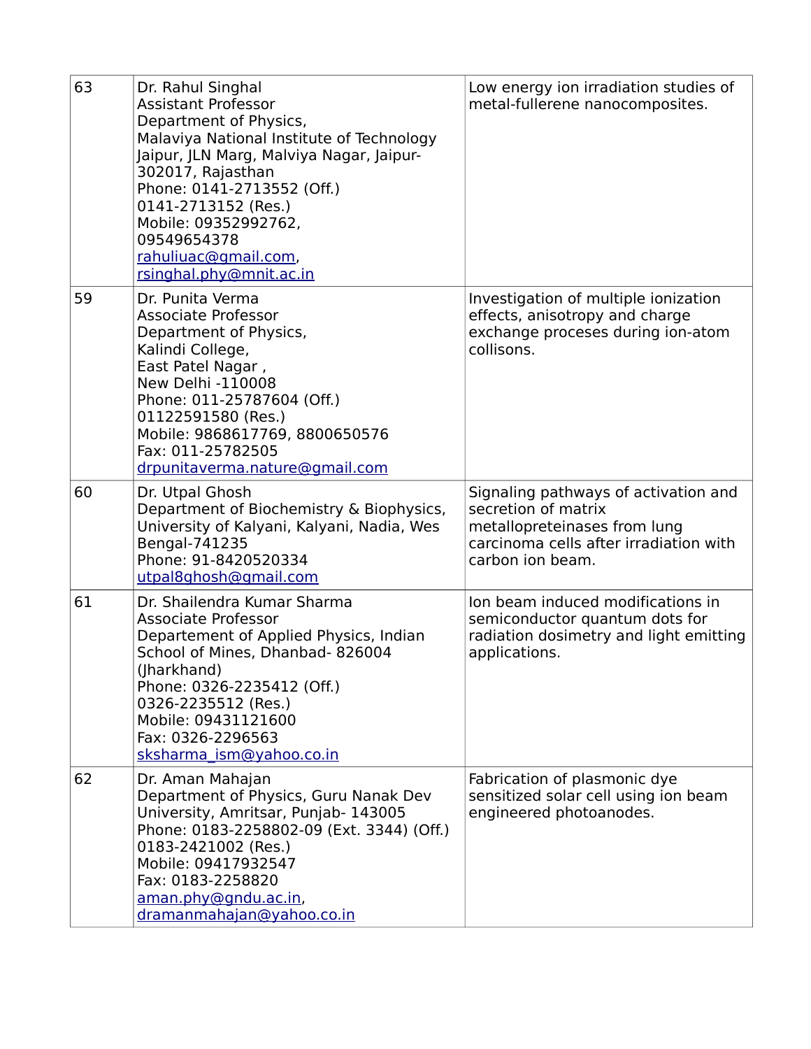| 63 | Dr. Rahul Singhal<br>Assistant Professor<br>Department of Physics,<br>Malaviya National Institute of Technology Jaipur, JLN Marg, Malviya Nagar, Jaipur-302017, Rajasthan<br>Phone: 0141-2713552 (Off.)<br>0141-2713152 (Res.)<br>Mobile: 09352992762, 09549654378<br>rahuliuac@gmail.com, rsinghal.phy@mnit.ac.in | Low energy ion irradiation studies of metal-fullerene nanocomposites. |
|---|---|---|
| 59 | Dr. Punita Verma<br>Associate Professor<br>Department of Physics,<br>Kalindi College,<br>East Patel Nagar ,<br>New Delhi -110008<br>Phone: 011-25787604 (Off.)<br>01122591580 (Res.)<br>Mobile: 9868617769, 8800650576<br>Fax: 011-25782505<br>drpunitaverma.nature@gmail.com | Investigation of multiple ionization effects, anisotropy and charge exchange proceses during ion-atom collisons. |
| 60 | Dr. Utpal Ghosh<br>Department of Biochemistry & Biophysics, University of Kalyani, Kalyani, Nadia, Wes Bengal-741235<br>Phone: 91-8420520334<br>utpal8ghosh@gmail.com | Signaling pathways of activation and secretion of matrix metallopreteinases from lung carcinoma cells after irradiation with carbon ion beam. |
| 61 | Dr. Shailendra Kumar Sharma<br>Associate Professor<br>Departement of Applied Physics, Indian School of Mines, Dhanbad- 826004 (Jharkhand)<br>Phone: 0326-2235412 (Off.)<br>0326-2235512 (Res.)<br>Mobile: 09431121600<br>Fax: 0326-2296563<br>sksharma_ism@yahoo.co.in | Ion beam induced modifications in semiconductor quantum dots for radiation dosimetry and light emitting applications. |
| 62 | Dr. Aman Mahajan<br>Department of Physics, Guru Nanak Dev University, Amritsar, Punjab- 143005<br>Phone: 0183-2258802-09 (Ext. 3344) (Off.)<br>0183-2421002 (Res.)<br>Mobile: 09417932547<br>Fax: 0183-2258820<br>aman.phy@gndu.ac.in, dramanmahajan@yahoo.co.in | Fabrication of plasmonic dye sensitized solar cell using ion beam engineered photoanodes. |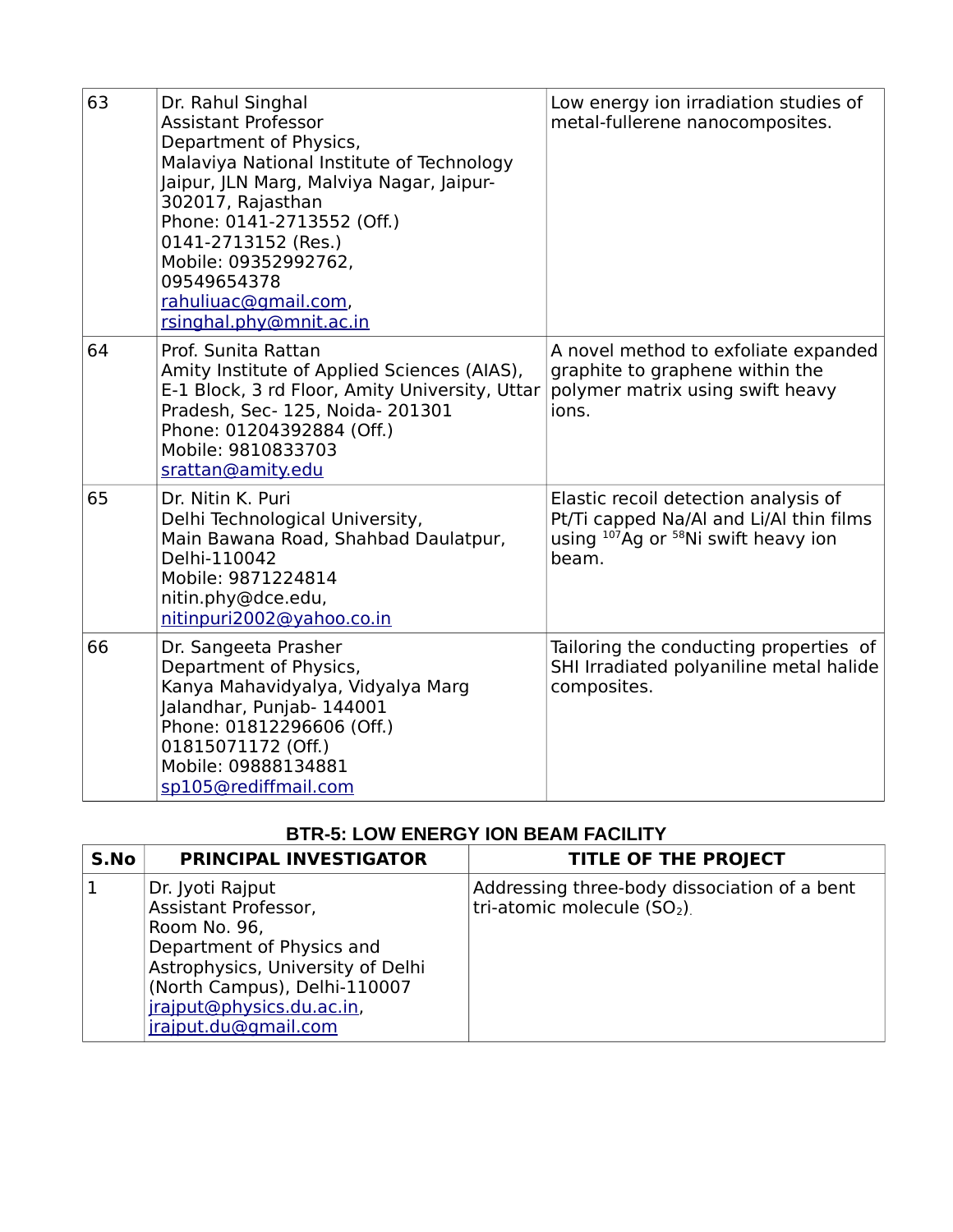| | | |
|---|---|---|
| 63 | Dr. Rahul Singhal<br>Assistant Professor<br>Department of Physics,<br>Malaviya National Institute of Technology Jaipur, JLN Marg, Malviya Nagar, Jaipur-302017, Rajasthan<br>Phone: 0141-2713552 (Off.)<br>0141-2713152 (Res.)<br>Mobile: 09352992762, 09549654378<br>rahuliuac@gmail.com,<br>rsinghal.phy@mnit.ac.in | Low energy ion irradiation studies of metal-fullerene nanocomposites. |
| 64 | Prof. Sunita Rattan<br>Amity Institute of Applied Sciences (AIAS), E-1 Block, 3 rd Floor, Amity University, Uttar Pradesh, Sec- 125, Noida- 201301<br>Phone: 01204392884 (Off.)<br>Mobile: 9810833703<br>srattan@amity.edu | A novel method to exfoliate expanded graphite to graphene within the polymer matrix using swift heavy ions. |
| 65 | Dr. Nitin K. Puri<br>Delhi Technological University,<br>Main Bawana Road, Shahbad Daulatpur, Delhi-110042<br>Mobile: 9871224814<br>nitin.phy@dce.edu,<br>nitinpuri2002@yahoo.co.in | Elastic recoil detection analysis of Pt/Ti capped Na/Al and Li/Al thin films using $^{107}$Ag or $^{58}$Ni swift heavy ion beam. |
| 66 | Dr. Sangeeta Prasher<br>Department of Physics,<br>Kanya Mahavidyalya, Vidyalya Marg Jalandhar, Punjab- 144001<br>Phone: 01812296606 (Off.)<br>01815071172 (Off.)<br>Mobile: 09888134881<br>sp105@rediffmail.com | Tailoring the conducting properties of SHI Irradiated polyaniline metal halide composites. |

## BTR-5: LOW ENERGY ION BEAM FACILITY

| S.No | PRINCIPAL INVESTIGATOR | TITLE OF THE PROJECT |
|---|---|---|
| 1 | Dr. Jyoti Rajput<br>Assistant Professor,<br>Room No. 96,<br>Department of Physics and Astrophysics, University of Delhi (North Campus), Delhi-110007<br>jrajput@physics.du.ac.in,<br>jrajput.du@gmail.com | Addressing three-body dissociation of a bent tri-atomic molecule ($SO_2$). |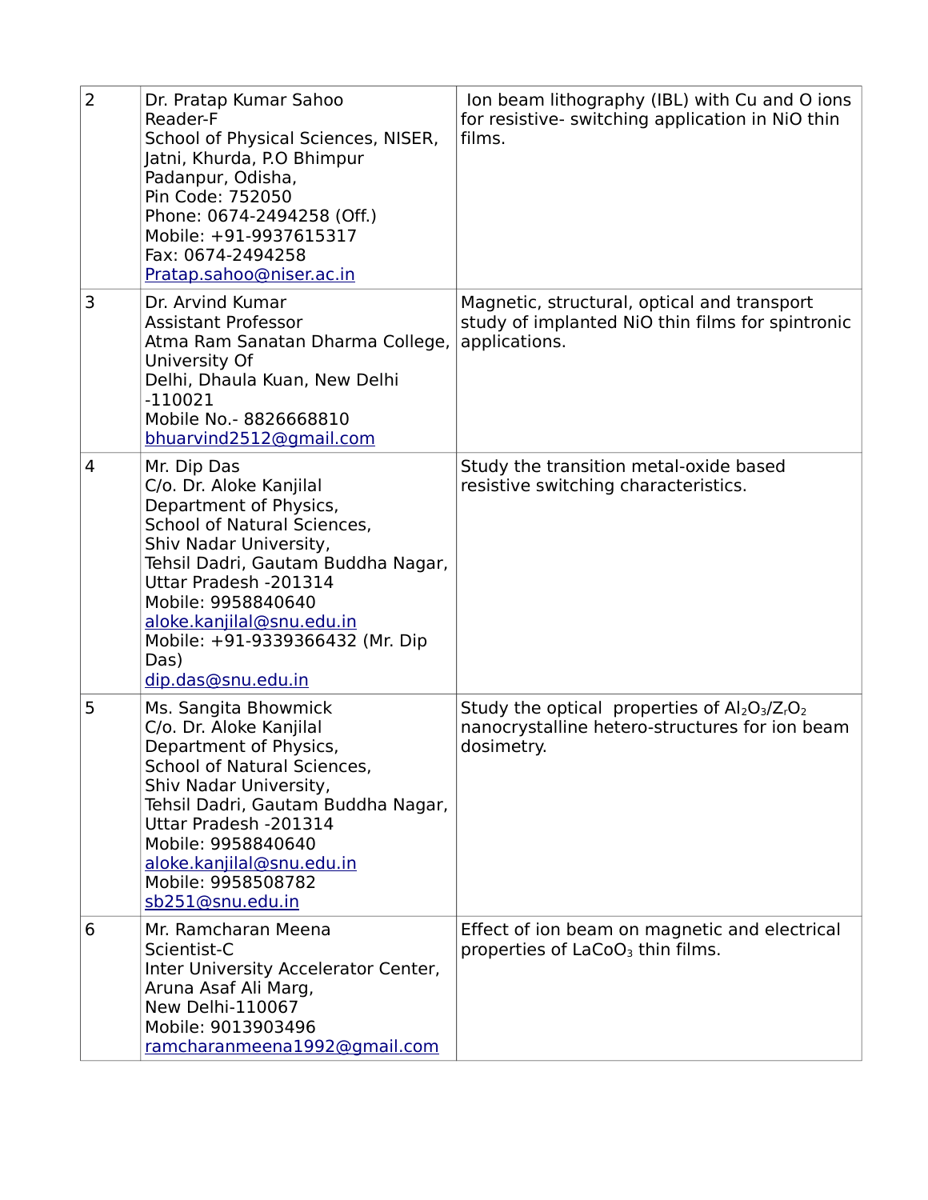| | | |
|---|---|---|
| 2 | Dr. Pratap Kumar Sahoo<br>Reader-F<br>School of Physical Sciences, NISER, Jatni, Khurda, P.O Bhimpur Padanpur, Odisha,<br>Pin Code: 752050<br>Phone: 0674-2494258 (Off.)<br>Mobile: +91-9937615317<br>Fax: 0674-2494258<br>Pratap.sahoo@niser.ac.in | Ion beam lithography (IBL) with Cu and O ions for resistive- switching application in NiO thin films. |
| 3 | Dr. Arvind Kumar<br>Assistant Professor<br>Atma Ram Sanatan Dharma College, University Of Delhi, Dhaula Kuan, New Delhi -110021<br>Mobile No.- 8826668810<br>bhuarvind2512@gmail.com | Magnetic, structural, optical and transport study of implanted NiO thin films for spintronic applications. |
| 4 | Mr. Dip Das<br>C/o. Dr. Aloke Kanjilal<br>Department of Physics,<br>School of Natural Sciences,<br>Shiv Nadar University,<br>Tehsil Dadri, Gautam Buddha Nagar, Uttar Pradesh -201314<br>Mobile: 9958840640<br>aloke.kanjilal@snu.edu.in<br>Mobile: +91-9339366432 (Mr. Dip Das)<br>dip.das@snu.edu.in | Study the transition metal-oxide based resistive switching characteristics. |
| 5 | Ms. Sangita Bhowmick<br>C/o. Dr. Aloke Kanjilal<br>Department of Physics,<br>School of Natural Sciences,<br>Shiv Nadar University,<br>Tehsil Dadri, Gautam Buddha Nagar, Uttar Pradesh -201314<br>Mobile: 9958840640<br>aloke.kanjilal@snu.edu.in<br>Mobile: 9958508782<br>sb251@snu.edu.in | Study the optical properties of $Al_2O_3$/$Z_rO_2$ nanocrystalline hetero-structures for ion beam dosimetry. |
| 6 | Mr. Ramcharan Meena<br>Scientist-C<br>Inter University Accelerator Center,<br>Aruna Asaf Ali Marg,<br>New Delhi-110067<br>Mobile: 9013903496<br>ramcharanmeena1992@gmail.com | Effect of ion beam on magnetic and electrical properties of $LaCoO_3$ thin films. |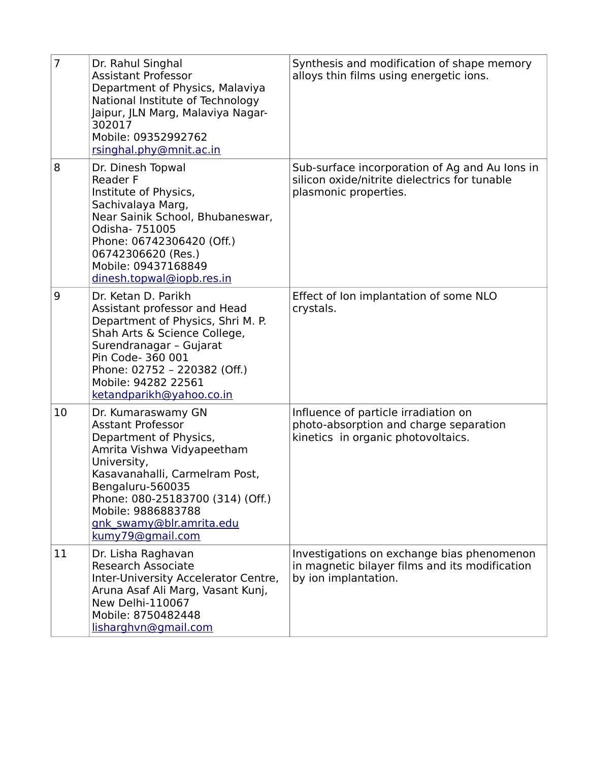| 7 | Dr. Rahul Singhal<br>Assistant Professor<br>Department of Physics, Malaviya National Institute of Technology Jaipur, JLN Marg, Malaviya Nagar-302017<br>Mobile: 09352992762<br>rsinghal.phy@mnit.ac.in | Synthesis and modification of shape memory alloys thin films using energetic ions. |
|---|---|---|
| 8 | Dr. Dinesh Topwal<br>Reader F<br>Institute of Physics,<br>Sachivalaya Marg,<br>Near Sainik School, Bhubaneswar, Odisha- 751005<br>Phone: 06742306420 (Off.)<br>06742306620 (Res.)<br>Mobile: 09437168849<br>dinesh.topwal@iopb.res.in | Sub-surface incorporation of Ag and Au Ions in silicon oxide/nitrite dielectrics for tunable plasmonic properties. |
| 9 | Dr. Ketan D. Parikh<br>Assistant professor and Head<br>Department of Physics, Shri M. P. Shah Arts & Science College, Surendranagar – Gujarat<br>Pin Code- 360 001<br>Phone: 02752 – 220382 (Off.)<br>Mobile: 94282 22561<br>ketandparikh@yahoo.co.in | Effect of Ion implantation of some NLO crystals. |
| 10 | Dr. Kumaraswamy GN<br>Asstant Professor<br>Department of Physics,<br>Amrita Vishwa Vidyapeetham University,<br>Kasavanahalli, Carmelram Post, Bengaluru-560035<br>Phone: 080-25183700 (314) (Off.)<br>Mobile: 9886883788<br>gnk_swamy@blr.amrita.edu<br>kumy79@gmail.com | Influence of particle irradiation on photo-absorption and charge separation kinetics in organic photovoltaics. |
| 11 | Dr. Lisha Raghavan<br>Research Associate<br>Inter-University Accelerator Centre, Aruna Asaf Ali Marg, Vasant Kunj, New Delhi-110067<br>Mobile: 8750482448<br>lisharghvn@gmail.com | Investigations on exchange bias phenomenon in magnetic bilayer films and its modification by ion implantation. |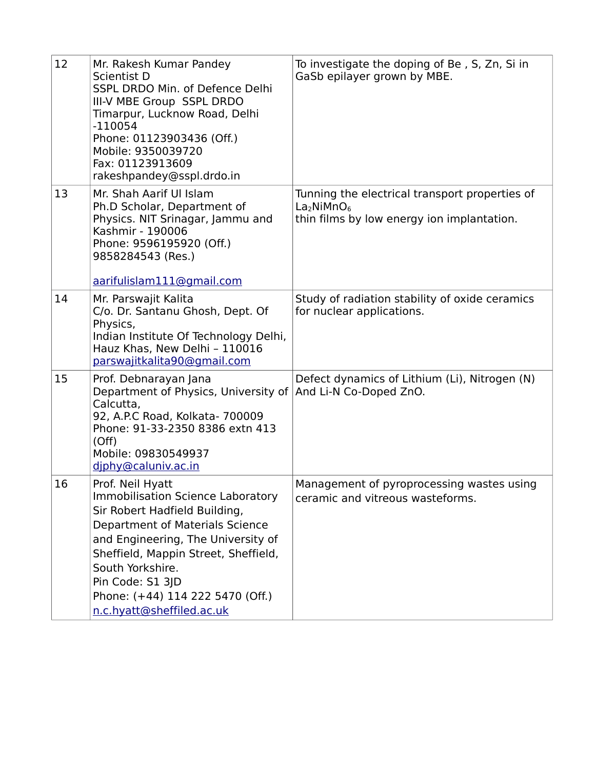| 12 | Mr. Rakesh Kumar Pandey<br>Scientist D<br>SSPL DRDO Min. of Defence Delhi<br>III-V MBE Group SSPL DRDO<br>Timarpur, Lucknow Road, Delhi -110054<br>Phone: 01123903436 (Off.)<br>Mobile: 9350039720<br>Fax: 01123913609<br>rakeshpandey@sspl.drdo.in | To investigate the doping of Be , S, Zn, Si in GaSb epilayer grown by MBE. |
|---|---|---|
| 13 | Mr. Shah Aarif Ul Islam<br>Ph.D Scholar, Department of Physics. NIT Srinagar, Jammu and Kashmir - 190006<br>Phone: 9596195920 (Off.)<br>9858284543 (Res.)<br><br>aarifulislam111@gmail.com | Tunning the electrical transport properties of $La_2NiMnO_6$<br>thin films by low energy ion implantation. |
| 14 | Mr. Parswajit Kalita<br>C/o. Dr. Santanu Ghosh, Dept. Of Physics,<br>Indian Institute Of Technology Delhi, Hauz Khas, New Delhi – 110016<br>parswajitkalita90@gmail.com | Study of radiation stability of oxide ceramics for nuclear applications. |
| 15 | Prof. Debnarayan Jana<br>Department of Physics, University of Calcutta,<br>92, A.P.C Road, Kolkata- 700009<br>Phone: 91-33-2350 8386 extn 413 (Off)<br>Mobile: 09830549937<br>djphy@caluniv.ac.in | Defect dynamics of Lithium (Li), Nitrogen (N) And Li-N Co-Doped ZnO. |
| 16 | Prof. Neil Hyatt<br>Immobilisation Science Laboratory<br>Sir Robert Hadfield Building,<br>Department of Materials Science and Engineering, The University of Sheffield, Mappin Street, Sheffield, South Yorkshire.<br>Pin Code: S1 3JD<br>Phone: (+44) 114 222 5470 (Off.)<br>n.c.hyatt@sheffiled.ac.uk | Management of pyroprocessing wastes using ceramic and vitreous wasteforms. |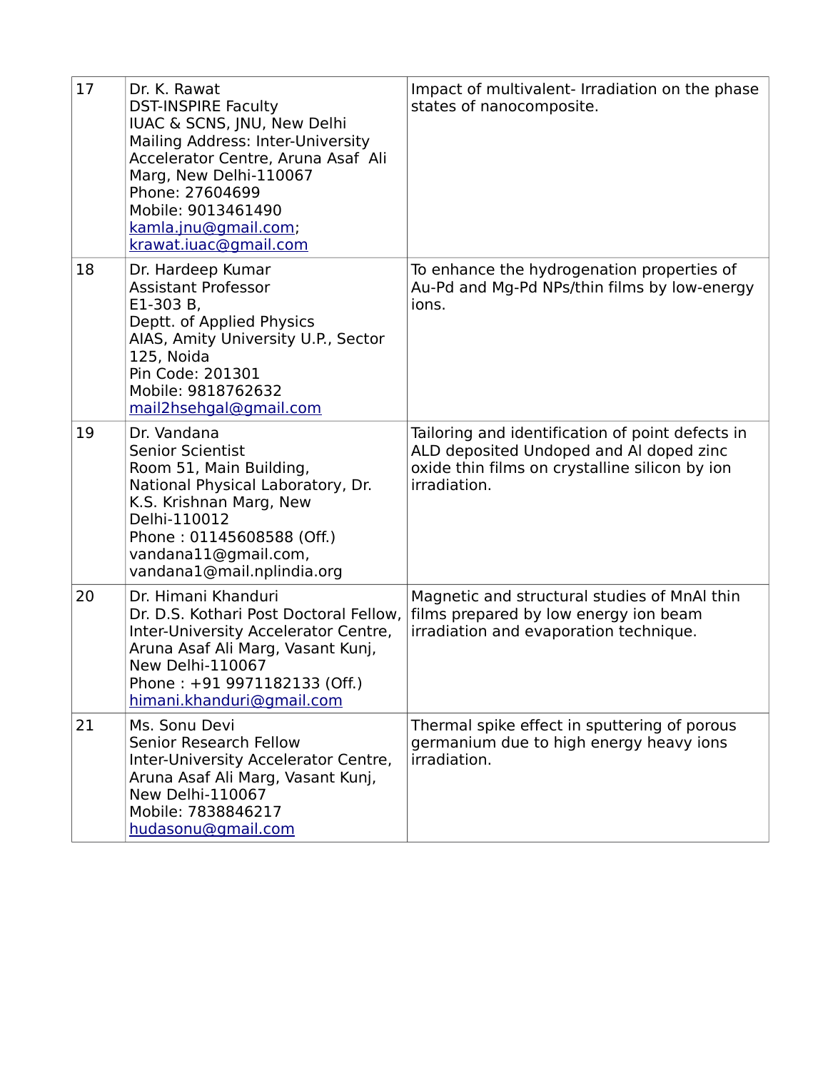| 17 | Dr. K. Rawat<br>DST-INSPIRE Faculty<br>IUAC & SCNS, JNU, New Delhi<br>Mailing Address: Inter-University Accelerator Centre, Aruna Asaf Ali Marg, New Delhi-110067<br>Phone: 27604699<br>Mobile: 9013461490<br>kamla.jnu@gmail.com;<br>krawat.iuac@gmail.com | Impact of multivalent- Irradiation on the phase states of nanocomposite. |
|---|---|---|
| 18 | Dr. Hardeep Kumar<br>Assistant Professor<br>E1-303 B,<br>Deptt. of Applied Physics<br>AIAS, Amity University U.P., Sector 125, Noida<br>Pin Code: 201301<br>Mobile: 9818762632<br>mail2hsehgal@gmail.com | To enhance the hydrogenation properties of Au-Pd and Mg-Pd NPs/thin films by low-energy ions. |
| 19 | Dr. Vandana<br>Senior Scientist<br>Room 51, Main Building,<br>National Physical Laboratory, Dr. K.S. Krishnan Marg, New Delhi-110012<br>Phone : 01145608588 (Off.)<br>vandana11@gmail.com,<br>vandana1@mail.nplindia.org | Tailoring and identification of point defects in ALD deposited Undoped and Al doped zinc oxide thin films on crystalline silicon by ion irradiation. |
| 20 | Dr. Himani Khanduri<br>Dr. D.S. Kothari Post Doctoral Fellow,<br>Inter-University Accelerator Centre, Aruna Asaf Ali Marg, Vasant Kunj, New Delhi-110067<br>Phone : +91 9971182133 (Off.)<br>himani.khanduri@gmail.com | Magnetic and structural studies of MnAl thin films prepared by low energy ion beam irradiation and evaporation technique. |
| 21 | Ms. Sonu Devi<br>Senior Research Fellow<br>Inter-University Accelerator Centre, Aruna Asaf Ali Marg, Vasant Kunj, New Delhi-110067<br>Mobile: 7838846217<br>hudasonu@gmail.com | Thermal spike effect in sputtering of porous germanium due to high energy heavy ions irradiation. |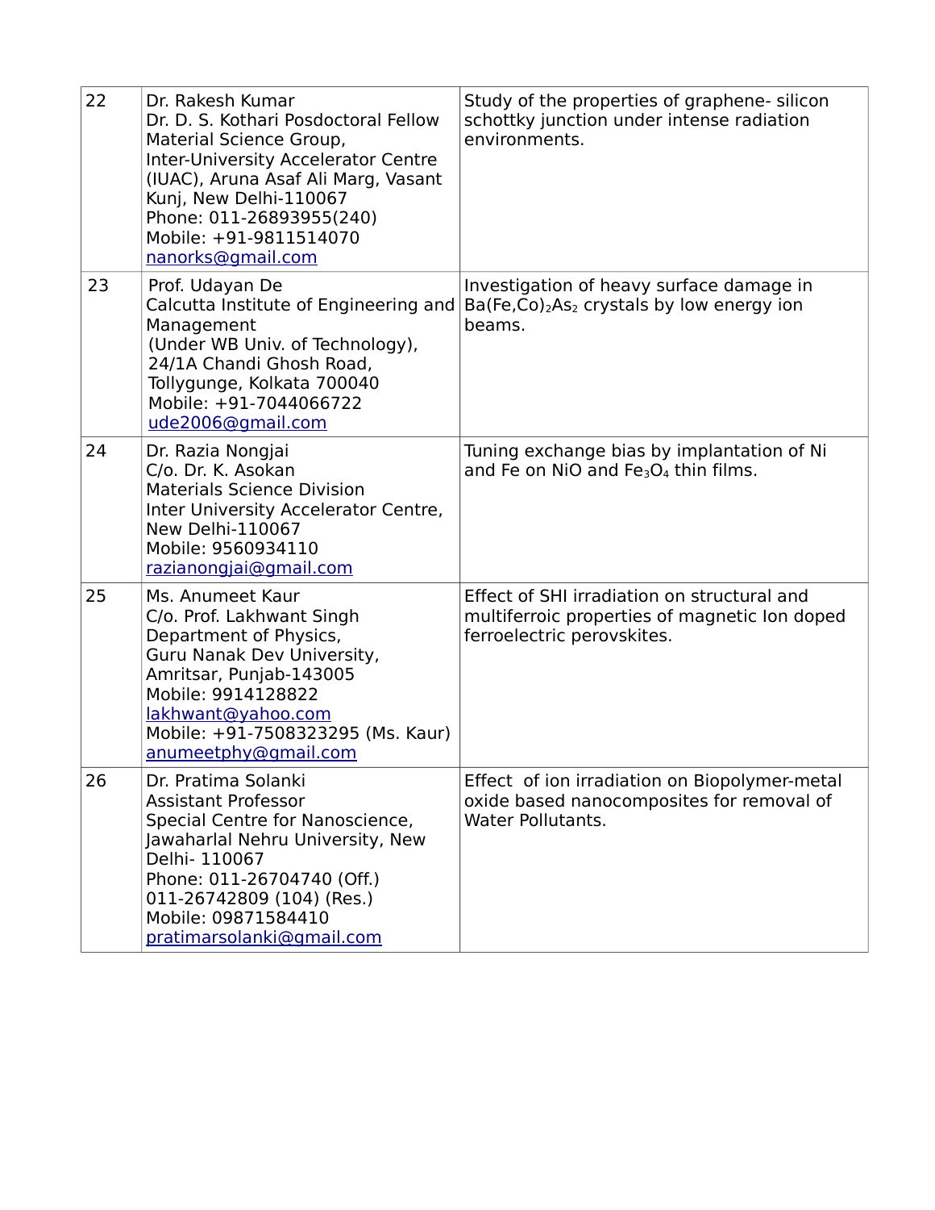| 22 | Dr. Rakesh Kumar<br>Dr. D. S. Kothari Posdoctoral Fellow<br>Material Science Group,<br>Inter-University Accelerator Centre (IUAC), Aruna Asaf Ali Marg, Vasant Kunj, New Delhi-110067<br>Phone: 011-26893955(240)<br>Mobile: +91-9811514070<br>nanorks@gmail.com | Study of the properties of graphene- silicon schottky junction under intense radiation environments. |
|---|---|---|
| 23 | Prof. Udayan De<br>Calcutta Institute of Engineering and Management<br>(Under WB Univ. of Technology),<br>24/1A Chandi Ghosh Road,<br>Tollygunge, Kolkata 700040<br>Mobile: +91-7044066722<br>ude2006@gmail.com | Investigation of heavy surface damage in $Ba(Fe,Co)_2As_2$ crystals by low energy ion beams. |
| 24 | Dr. Razia Nongjai<br>C/o. Dr. K. Asokan<br>Materials Science Division<br>Inter University Accelerator Centre,<br>New Delhi-110067<br>Mobile: 9560934110<br>razianongjai@gmail.com | Tuning exchange bias by implantation of Ni and Fe on NiO and $Fe_3O_4$ thin films. |
| 25 | Ms. Anumeet Kaur<br>C/o. Prof. Lakhwant Singh<br>Department of Physics,<br>Guru Nanak Dev University,<br>Amritsar, Punjab-143005<br>Mobile: 9914128822<br>lakhwant@yahoo.com<br>Mobile: +91-7508323295 (Ms. Kaur)<br>anumeetphy@gmail.com | Effect of SHI irradiation on structural and multiferroic properties of magnetic Ion doped ferroelectric perovskites. |
| 26 | Dr. Pratima Solanki<br>Assistant Professor<br>Special Centre for Nanoscience,<br>Jawaharlal Nehru University, New Delhi- 110067<br>Phone: 011-26704740 (Off.)<br>011-26742809 (104) (Res.)<br>Mobile: 09871584410<br>pratimarsolanki@gmail.com | Effect of ion irradiation on Biopolymer-metal oxide based nanocomposites for removal of Water Pollutants. |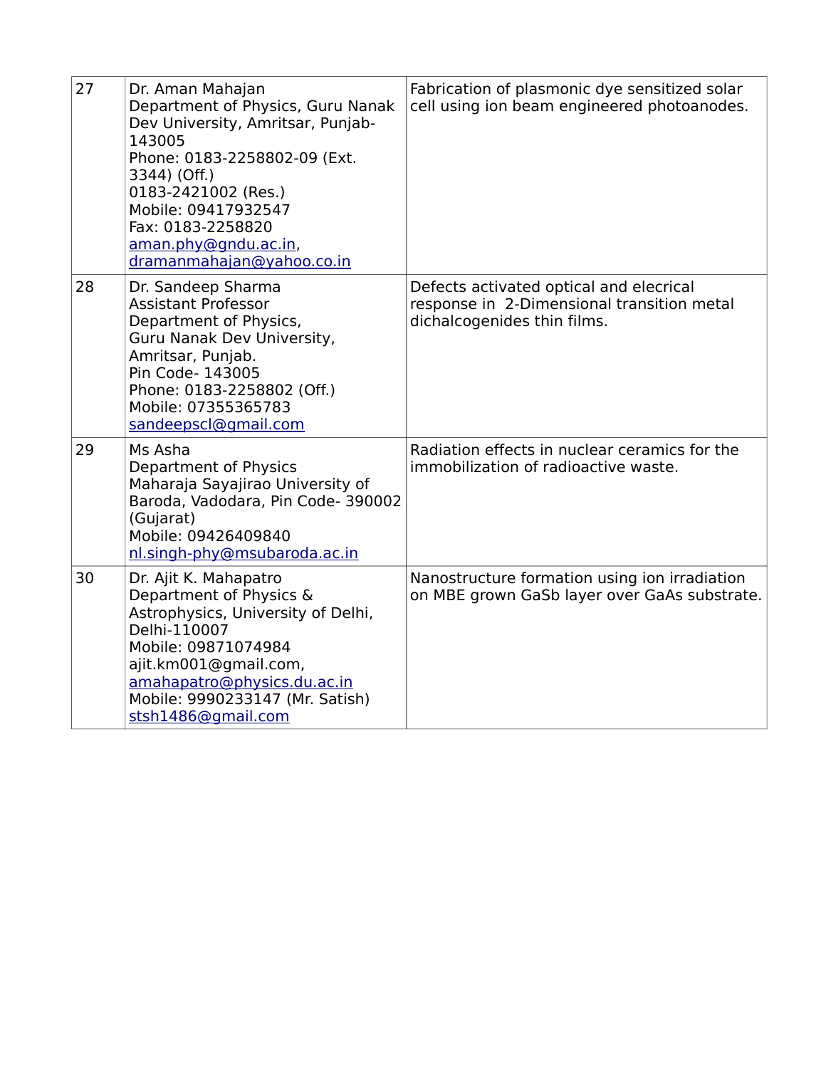| 27 | Dr. Aman Mahajan<br>Department of Physics, Guru Nanak Dev University, Amritsar, Punjab-143005<br>Phone: 0183-2258802-09 (Ext. 3344) (Off.)<br>0183-2421002 (Res.)<br>Mobile: 09417932547<br>Fax: 0183-2258820<br>aman.phy@gndu.ac.in,<br>dramanmahajan@yahoo.co.in | Fabrication of plasmonic dye sensitized solar cell using ion beam engineered photoanodes. |
|---|---|---|
| 28 | Dr. Sandeep Sharma<br>Assistant Professor<br>Department of Physics,<br>Guru Nanak Dev University,<br>Amritsar, Punjab.<br>Pin Code- 143005<br>Phone: 0183-2258802 (Off.)<br>Mobile: 07355365783<br>sandeepscl@gmail.com | Defects activated optical and elecrical response in 2-Dimensional transition metal dichalcogenides thin films. |
| 29 | Ms Asha<br>Department of Physics<br>Maharaja Sayajirao University of Baroda, Vadodara, Pin Code- 390002 (Gujarat)<br>Mobile: 09426409840<br>nl.singh-phy@msubaroda.ac.in | Radiation effects in nuclear ceramics for the immobilization of radioactive waste. |
| 30 | Dr. Ajit K. Mahapatro<br>Department of Physics & Astrophysics, University of Delhi, Delhi-110007<br>Mobile: 09871074984<br>ajit.km001@gmail.com,<br>amahapatro@physics.du.ac.in<br>Mobile: 9990233147 (Mr. Satish)<br>stsh1486@gmail.com | Nanostructure formation using ion irradiation on MBE grown GaSb layer over GaAs substrate. |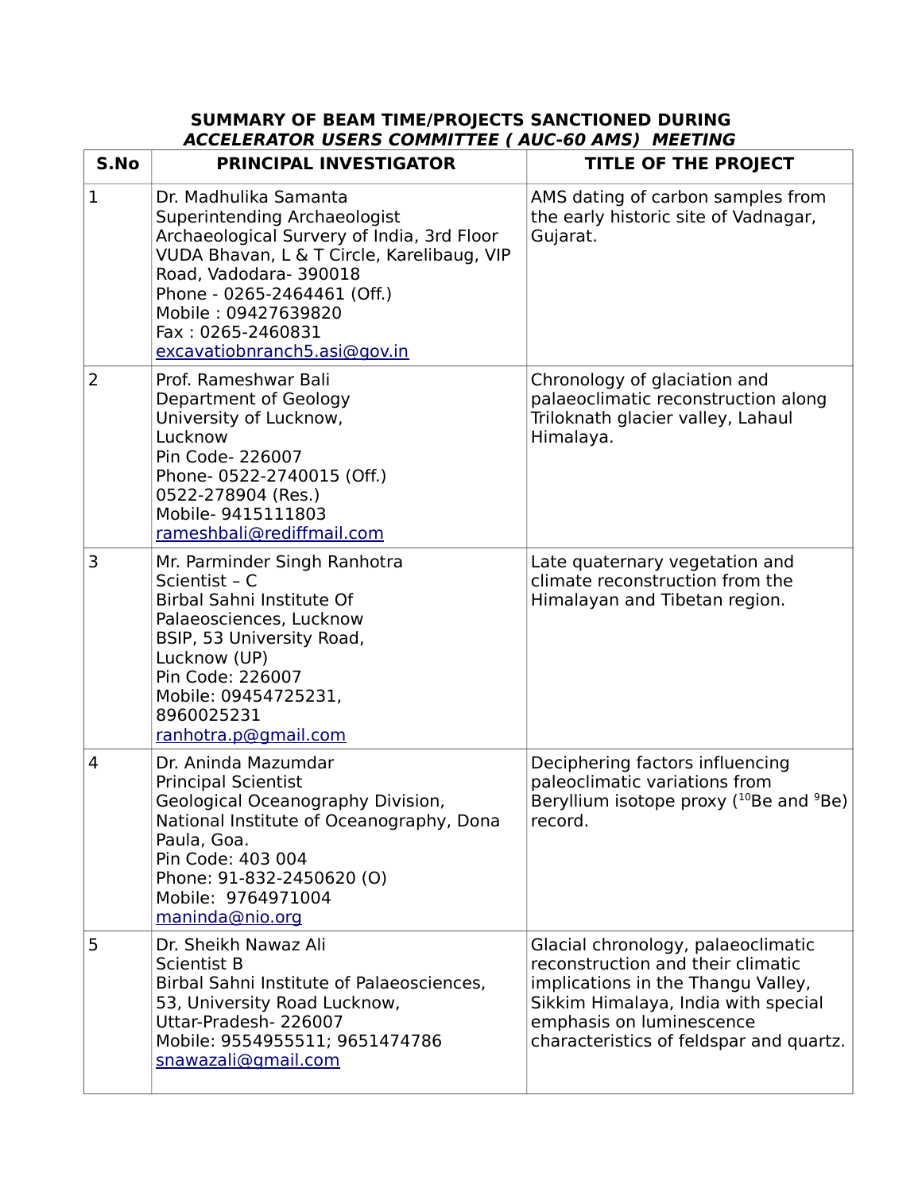**SUMMARY OF BEAM TIME/PROJECTS SANCTIONED DURING**
***ACCELERATOR USERS COMMITTEE ( AUC-60 AMS) MEETING***

| S.No | PRINCIPAL INVESTIGATOR | TITLE OF THE PROJECT |
|---|---|---|
| 1 | Dr. Madhulika Samanta<br>Superintending Archaeologist<br>Archaeological Survery of India, 3rd Floor VUDA Bhavan, L & T Circle, Karelibaug, VIP Road, Vadodara- 390018<br>Phone - 0265-2464461 (Off.)<br>Mobile : 09427639820<br>Fax : 0265-2460831<br>excavatiobnranch5.asi@gov.in | AMS dating of carbon samples from the early historic site of Vadnagar, Gujarat. |
| 2 | Prof. Rameshwar Bali<br>Department of Geology<br>University of Lucknow,<br>Lucknow<br>Pin Code- 226007<br>Phone- 0522-2740015 (Off.)<br>0522-278904 (Res.)<br>Mobile- 9415111803<br>rameshbali@rediffmail.com | Chronology of glaciation and palaeoclimatic reconstruction along Triloknath glacier valley, Lahaul Himalaya. |
| 3 | Mr. Parminder Singh Ranhotra<br>Scientist – C<br>Birbal Sahni Institute Of Palaeosciences, Lucknow<br>BSIP, 53 University Road,<br>Lucknow (UP)<br>Pin Code: 226007<br>Mobile: 09454725231,<br>8960025231<br>ranhotra.p@gmail.com | Late quaternary vegetation and climate reconstruction from the Himalayan and Tibetan region. |
| 4 | Dr. Aninda Mazumdar<br>Principal Scientist<br>Geological Oceanography Division,<br>National Institute of Oceanography, Dona Paula, Goa.<br>Pin Code: 403 004<br>Phone: 91-832-2450620 (O)<br>Mobile: 9764971004<br>maninda@nio.org | Deciphering factors influencing paleoclimatic variations from Beryllium isotope proxy ($^{10}Be$ and $^{9}Be$) record. |
| 5 | Dr. Sheikh Nawaz Ali<br>Scientist B<br>Birbal Sahni Institute of Palaeosciences,<br>53, University Road Lucknow,<br>Uttar-Pradesh- 226007<br>Mobile: 9554955511; 9651474786<br>snawazali@gmail.com | Glacial chronology, palaeoclimatic reconstruction and their climatic implications in the Thangu Valley, Sikkim Himalaya, India with special emphasis on luminescence characteristics of feldspar and quartz. |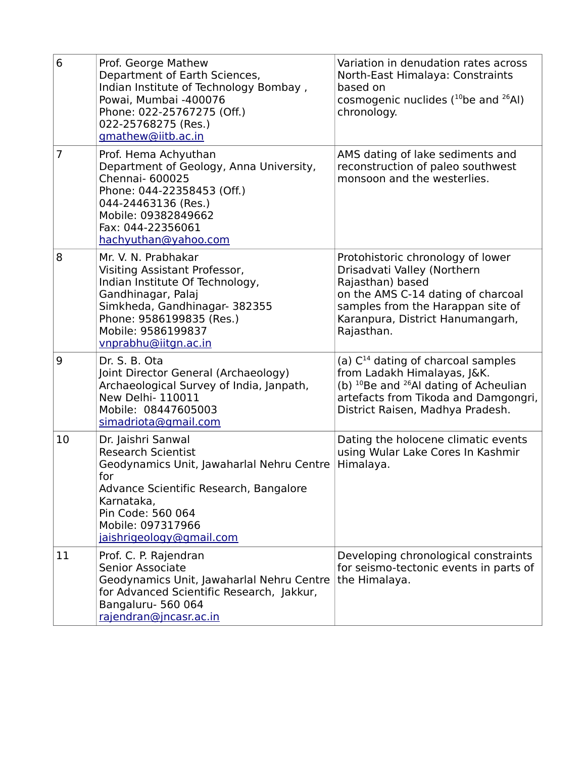| 6 | Prof. George Mathew<br>Department of Earth Sciences,<br>Indian Institute of Technology Bombay ,<br>Powai, Mumbai -400076<br>Phone: 022-25767275 (Off.)<br>022-25768275 (Res.)<br>gmathew@iitb.ac.in | Variation in denudation rates across North-East Himalaya: Constraints based on cosmogenic nuclides ($^{10}$be and $^{26}$Al) chronology. |
|---|---|---|
| 7 | Prof. Hema Achyuthan<br>Department of Geology, Anna University, Chennai- 600025<br>Phone: 044-22358453 (Off.)<br>044-24463136 (Res.)<br>Mobile: 09382849662<br>Fax: 044-22356061<br>hachyuthan@yahoo.com | AMS dating of lake sediments and reconstruction of paleo southwest monsoon and the westerlies. |
| 8 | Mr. V. N. Prabhakar<br>Visiting Assistant Professor,<br>Indian Institute Of Technology,<br>Gandhinagar, Palaj<br>Simkheda, Gandhinagar- 382355<br>Phone: 9586199835 (Res.)<br>Mobile: 9586199837<br>vnprabhu@iitgn.ac.in | Protohistoric chronology of lower Drisadvati Valley (Northern Rajasthan) based on the AMS C-14 dating of charcoal samples from the Harappan site of Karanpura, District Hanumangarh, Rajasthan. |
| 9 | Dr. S. B. Ota<br>Joint Director General (Archaeology)<br>Archaeological Survey of India, Janpath, New Delhi- 110011<br>Mobile: 08447605003<br>simadriota@gmail.com | (a) $C^{14}$ dating of charcoal samples from Ladakh Himalayas, J&K.<br>(b) $^{10}$Be and $^{26}$Al dating of Acheulian artefacts from Tikoda and Damgongri, District Raisen, Madhya Pradesh. |
| 10 | Dr. Jaishri Sanwal<br>Research Scientist<br>Geodynamics Unit, Jawaharlal Nehru Centre for<br>Advance Scientific Research, Bangalore Karnataka,<br>Pin Code: 560 064<br>Mobile: 097317966<br>jaishrigeology@gmail.com | Dating the holocene climatic events using Wular Lake Cores In Kashmir Himalaya. |
| 11 | Prof. C. P. Rajendran<br>Senior Associate<br>Geodynamics Unit, Jawaharlal Nehru Centre for Advanced Scientific Research, Jakkur, Bangaluru- 560 064<br>rajendran@jncasr.ac.in | Developing chronological constraints for seismo-tectonic events in parts of the Himalaya. |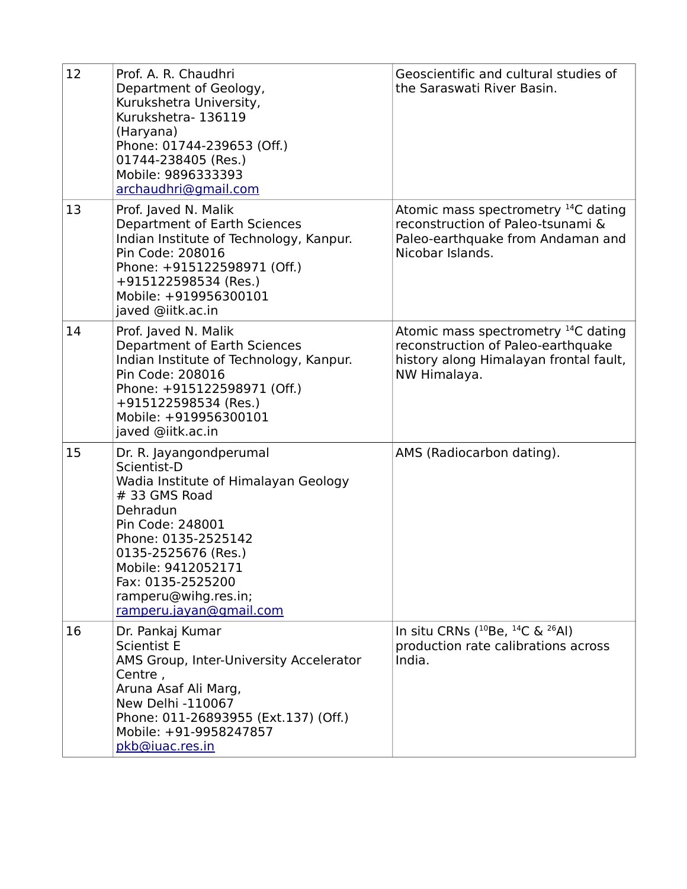| 12 | Prof. A. R. Chaudhri<br>Department of Geology,<br>Kurukshetra University,<br>Kurukshetra- 136119<br>(Haryana)<br>Phone: 01744-239653 (Off.)<br>01744-238405 (Res.)<br>Mobile: 9896333393<br>archaudhri@gmail.com | Geoscientific and cultural studies of the Saraswati River Basin. |
|---|---|---|
| 13 | Prof. Javed N. Malik<br>Department of Earth Sciences<br>Indian Institute of Technology, Kanpur.<br>Pin Code: 208016<br>Phone: +915122598971 (Off.)<br>+915122598534 (Res.)<br>Mobile: +919956300101<br>javed @iitk.ac.in | Atomic mass spectrometry $^{14}C$ dating reconstruction of Paleo-tsunami & Paleo-earthquake from Andaman and Nicobar Islands. |
| 14 | Prof. Javed N. Malik<br>Department of Earth Sciences<br>Indian Institute of Technology, Kanpur.<br>Pin Code: 208016<br>Phone: +915122598971 (Off.)<br>+915122598534 (Res.)<br>Mobile: +919956300101<br>javed @iitk.ac.in | Atomic mass spectrometry $^{14}C$ dating reconstruction of Paleo-earthquake history along Himalayan frontal fault, NW Himalaya. |
| 15 | Dr. R. Jayangondperumal<br>Scientist-D<br>Wadia Institute of Himalayan Geology<br># 33 GMS Road<br>Dehradun<br>Pin Code: 248001<br>Phone: 0135-2525142<br>0135-2525676 (Res.)<br>Mobile: 9412052171<br>Fax: 0135-2525200<br>ramperu@wihg.res.in;<br>ramperu.jayan@gmail.com | AMS (Radiocarbon dating). |
| 16 | Dr. Pankaj Kumar<br>Scientist E<br>AMS Group, Inter-University Accelerator Centre ,<br>Aruna Asaf Ali Marg,<br>New Delhi -110067<br>Phone: 011-26893955 (Ext.137) (Off.)<br>Mobile: +91-9958247857<br>pkb@iuac.res.in | In situ CRNs ($^{10}Be$, $^{14}C$ & $^{26}Al$) production rate calibrations across India. |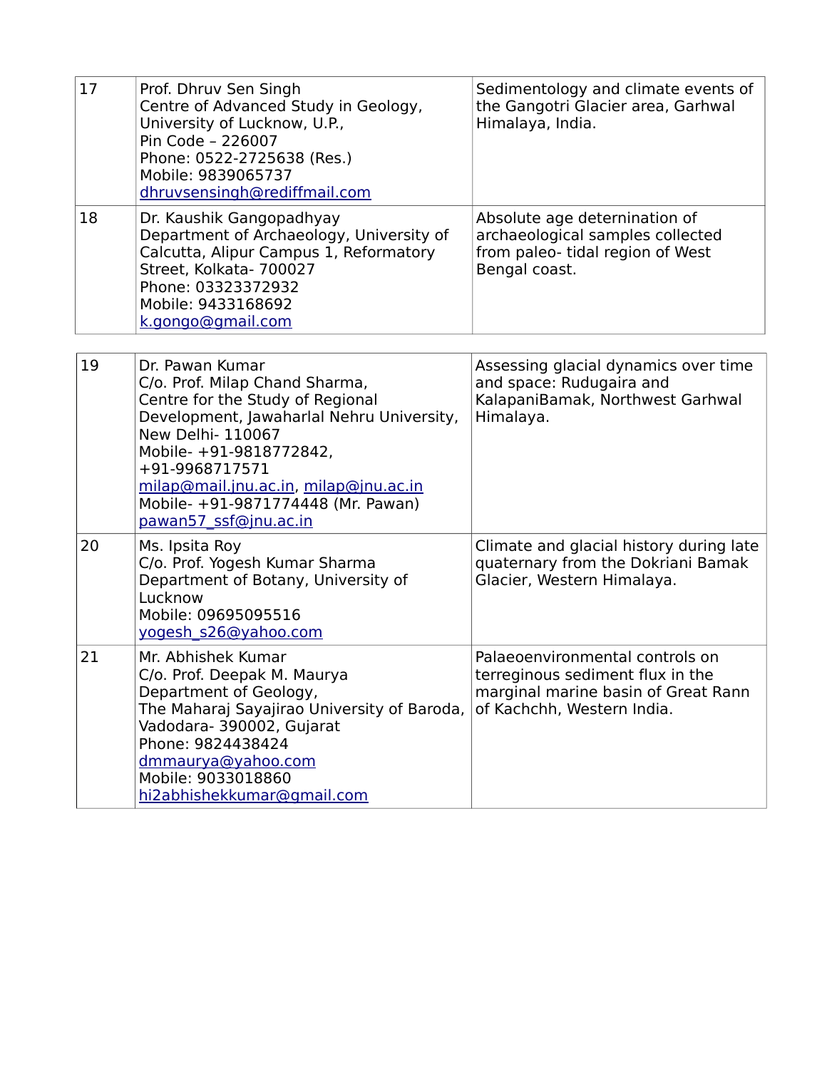| | | |
|---|---|---|
| 17 | Prof. Dhruv Sen Singh<br>Centre of Advanced Study in Geology, University of Lucknow, U.P.,<br>Pin Code – 226007<br>Phone: 0522-2725638 (Res.)<br>Mobile: 9839065737<br>dhruvsensingh@rediffmail.com | Sedimentology and climate events of the Gangotri Glacier area, Garhwal Himalaya, India. |
| 18 | Dr. Kaushik Gangopadhyay<br>Department of Archaeology, University of Calcutta, Alipur Campus 1, Reformatory Street, Kolkata- 700027<br>Phone: 03323372932<br>Mobile: 9433168692<br>k.gongo@gmail.com | Absolute age determination of archaeological samples collected from paleo- tidal region of West Bengal coast. |
| 19 | Dr. Pawan Kumar<br>C/o. Prof. Milap Chand Sharma,<br>Centre for the Study of Regional Development, Jawaharlal Nehru University, New Delhi- 110067<br>Mobile- +91-9818772842, +91-9968717571<br>milap@mail.jnu.ac.in, milap@jnu.ac.in<br>Mobile- +91-9871774448 (Mr. Pawan)<br>pawan57_ssf@jnu.ac.in | Assessing glacial dynamics over time and space: Rudugaira and KalapaniBamak, Northwest Garhwal Himalaya. |
| 20 | Ms. Ipsita Roy<br>C/o. Prof. Yogesh Kumar Sharma<br>Department of Botany, University of Lucknow<br>Mobile: 09695095516<br>yogesh_s26@yahoo.com | Climate and glacial history during late quaternary from the Dokriani Bamak Glacier, Western Himalaya. |
| 21 | Mr. Abhishek Kumar<br>C/o. Prof. Deepak M. Maurya<br>Department of Geology,<br>The Maharaj Sayajirao University of Baroda, Vadodara- 390002, Gujarat<br>Phone: 9824438424<br>dmmaurya@yahoo.com<br>Mobile: 9033018860<br>hi2abhishekkumar@gmail.com | Palaeoenvironmental controls on terreginous sediment flux in the marginal marine basin of Great Rann of Kachchh, Western India. |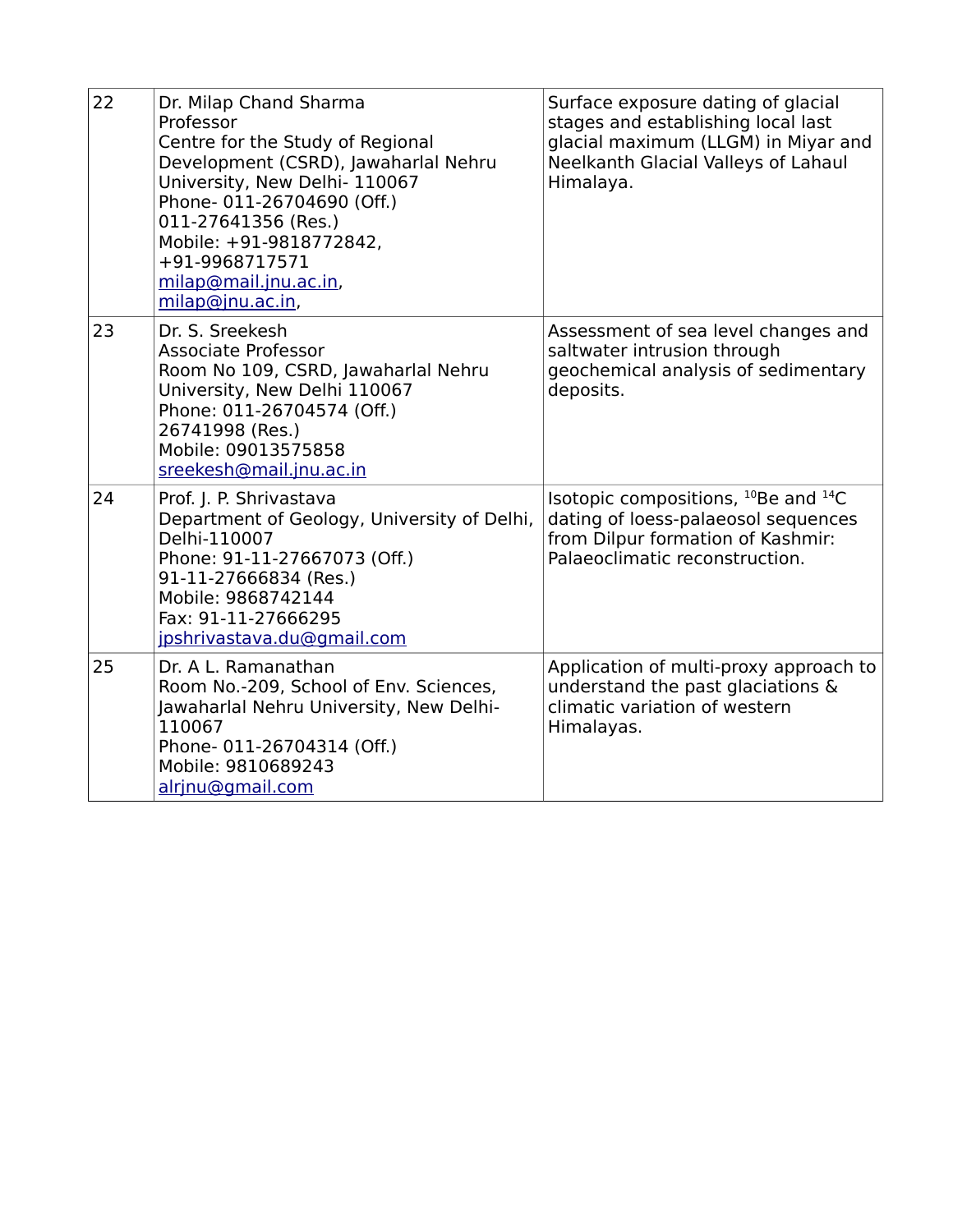| | | |
|---|---|---|
| 22 | Dr. Milap Chand Sharma<br>Professor<br>Centre for the Study of Regional Development (CSRD), Jawaharlal Nehru University, New Delhi- 110067<br>Phone- 011-26704690 (Off.)<br>011-27641356 (Res.)<br>Mobile: +91-9818772842,<br>+91-9968717571<br>milap@mail.jnu.ac.in,<br>milap@jnu.ac.in, | Surface exposure dating of glacial stages and establishing local last glacial maximum (LLGM) in Miyar and Neelkanth Glacial Valleys of Lahaul Himalaya. |
| 23 | Dr. S. Sreekesh<br>Associate Professor<br>Room No 109, CSRD, Jawaharlal Nehru University, New Delhi 110067<br>Phone: 011-26704574 (Off.)<br>26741998 (Res.)<br>Mobile: 09013575858<br>sreekesh@mail.jnu.ac.in | Assessment of sea level changes and saltwater intrusion through geochemical analysis of sedimentary deposits. |
| 24 | Prof. J. P. Shrivastava<br>Department of Geology, University of Delhi, Delhi-110007<br>Phone: 91-11-27667073 (Off.)<br>91-11-27666834 (Res.)<br>Mobile: 9868742144<br>Fax: 91-11-27666295<br>jpshrivastava.du@gmail.com | Isotopic compositions, $^{10}Be$ and $^{14}C$ dating of loess-palaeosol sequences from Dilpur formation of Kashmir: Palaeoclimatic reconstruction. |
| 25 | Dr. A L. Ramanathan<br>Room No.-209, School of Env. Sciences, Jawaharlal Nehru University, New Delhi-110067<br>Phone- 011-26704314 (Off.)<br>Mobile: 9810689243<br>alrjnu@gmail.com | Application of multi-proxy approach to understand the past glaciations & climatic variation of western Himalayas. |